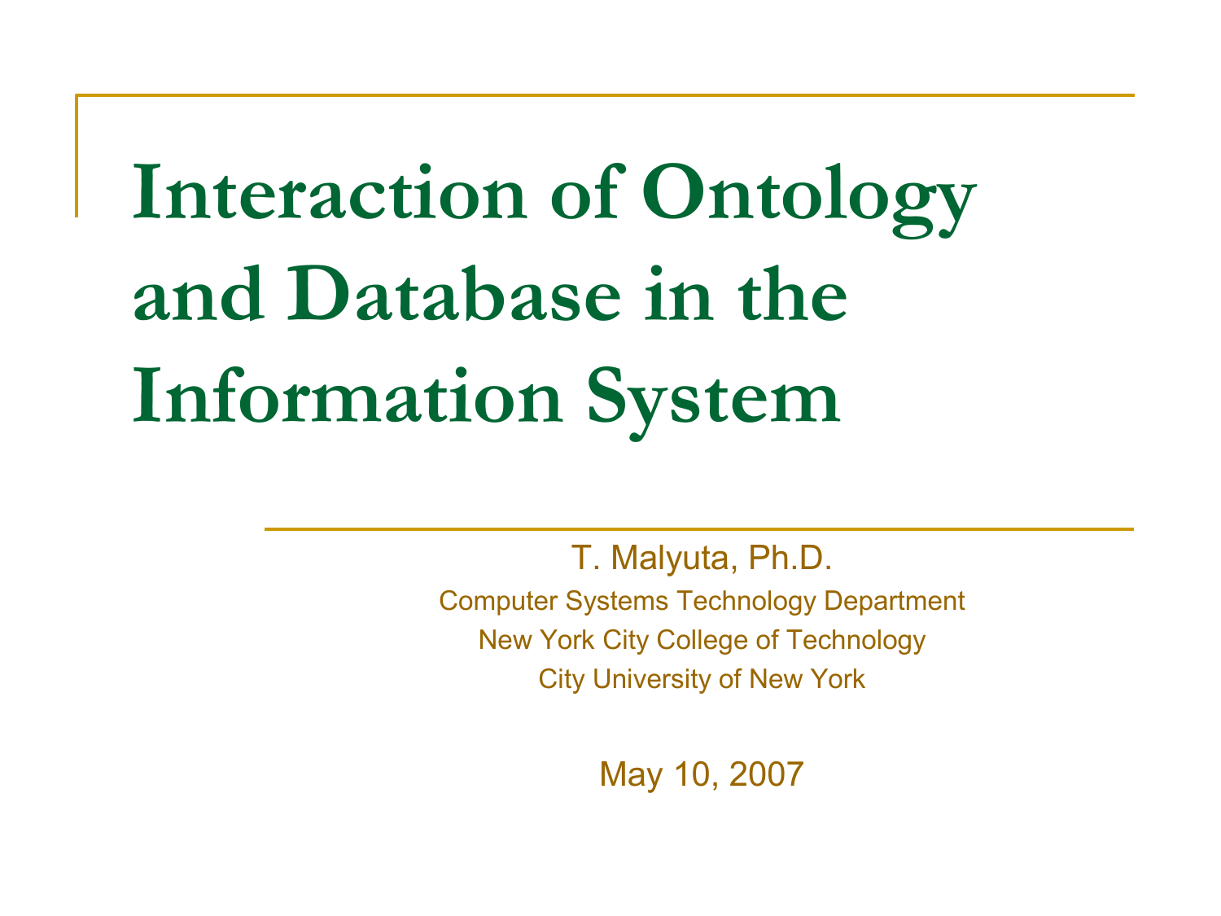# Interaction of Ontology and Database in the Information System

T. Malyuta, Ph.D.

Computer Systems Technology Department

New York City College of Technology

City University of New York

May 10, 2007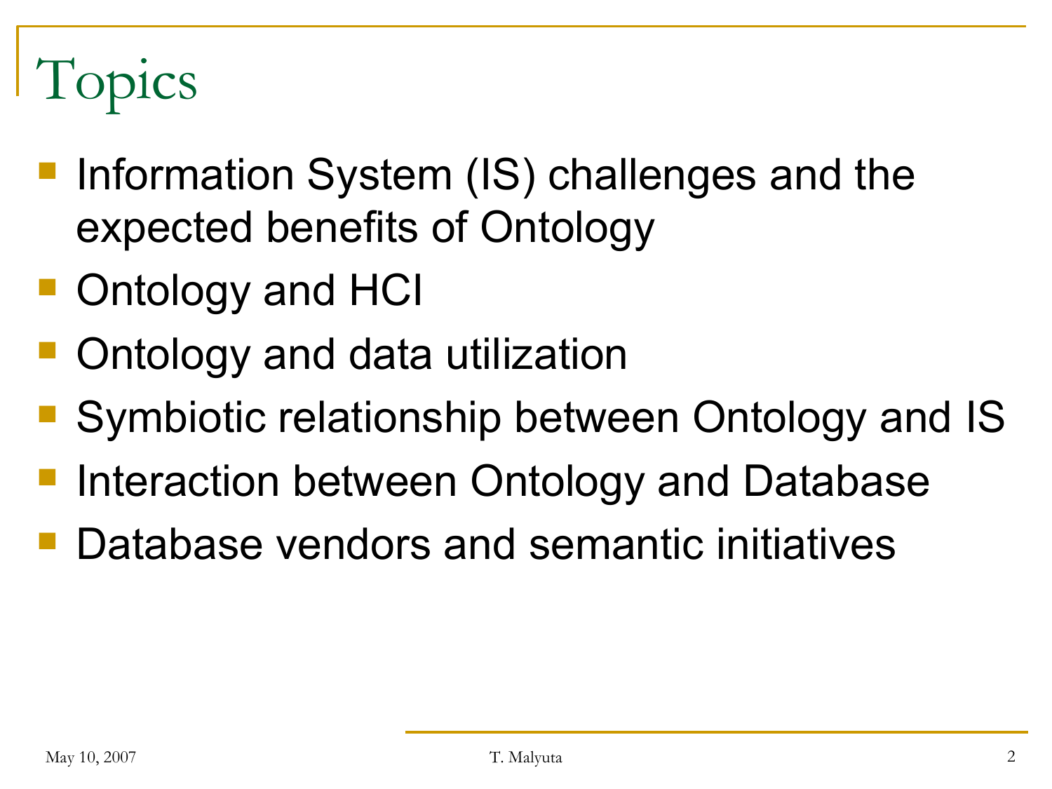# Topics

- Information System (IS) challenges and the expected benefits of Ontology
- Ontology and HCI
- Ontology and data utilization
- Symbiotic relationship between Ontology and IS
- Interaction between Ontology and Database
- Database vendors and semantic initiatives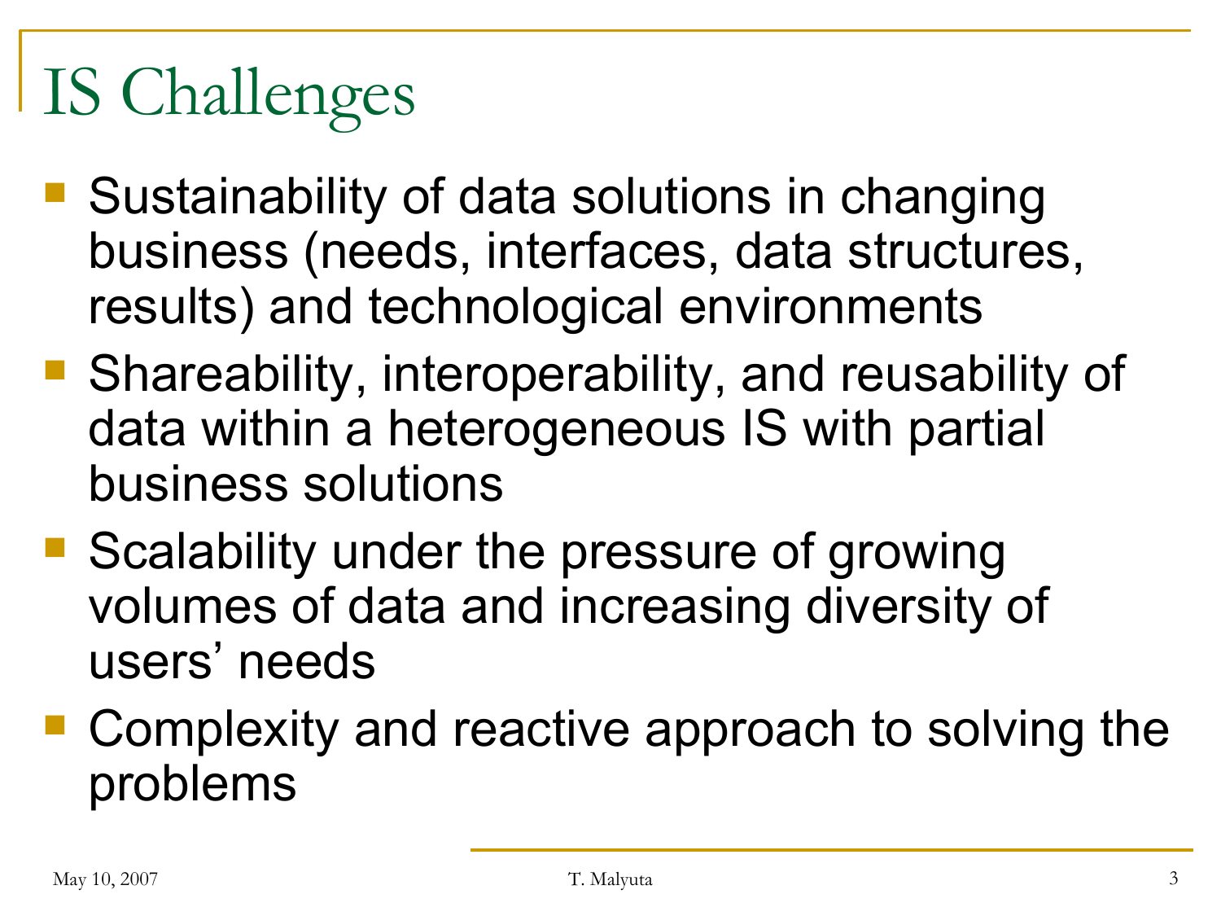# IS Challenges

- Sustainability of data solutions in changing business (needs, interfaces, data structures, results) and technological environments
- Shareability, interoperability, and reusability of data within a heterogeneous IS with partial business solutions
- Scalability under the pressure of growing volumes of data and increasing diversity of users' needs
- Complexity and reactive approach to solving the problems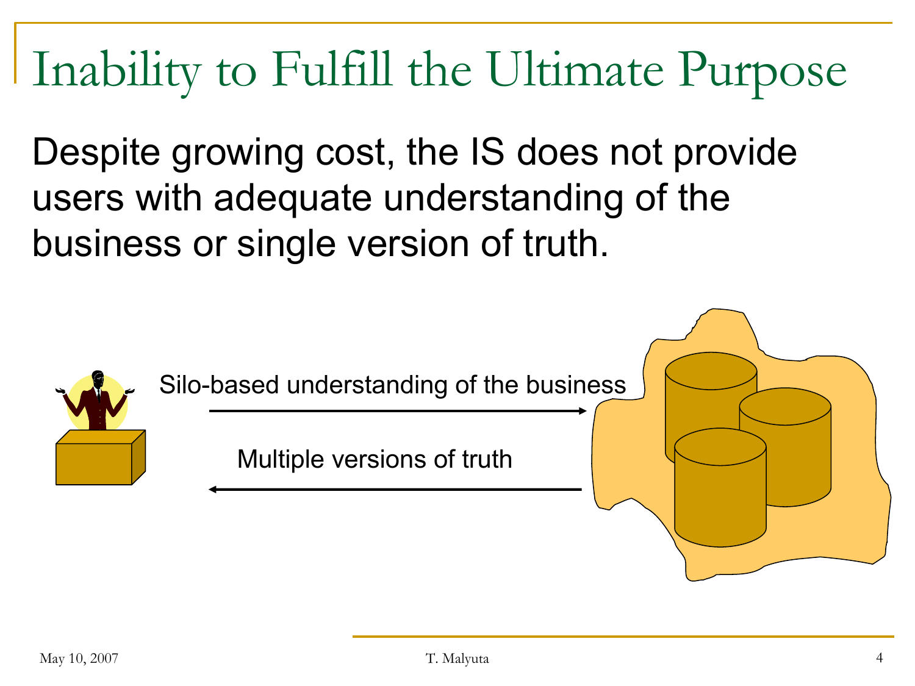# Inability to Fulfill the Ultimate Purpose

Despite growing cost, the IS does not provide users with adequate understanding of the business or single version of truth.

Silo-based understanding of the business

Multiple versions of truth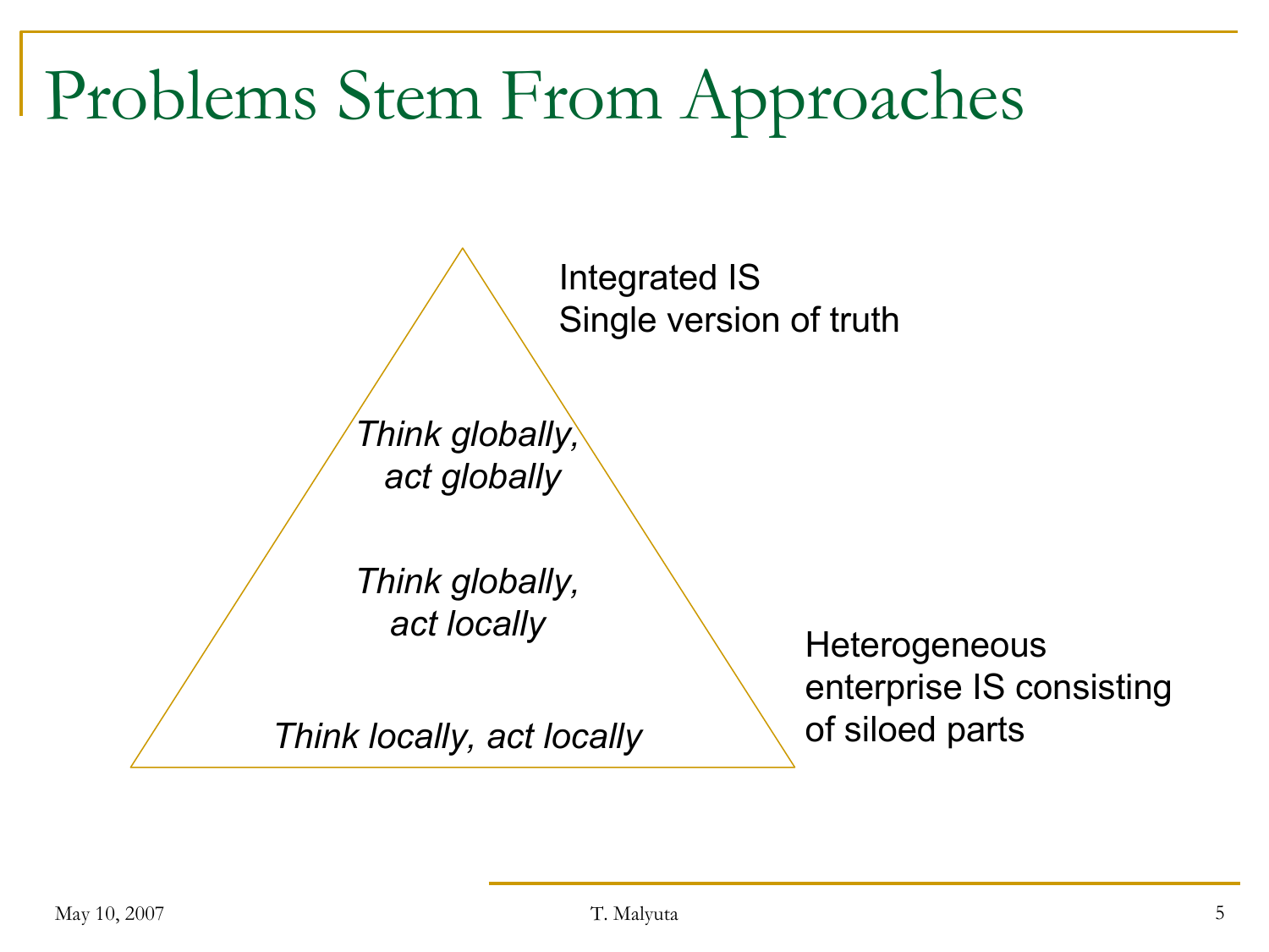# Problems Stem From Approaches

*Think globally, act globally*

*Think globally, act locally*

*Think locally, act locally*

Integrated IS
Single version of truth

Heterogeneous enterprise IS consisting of siloed parts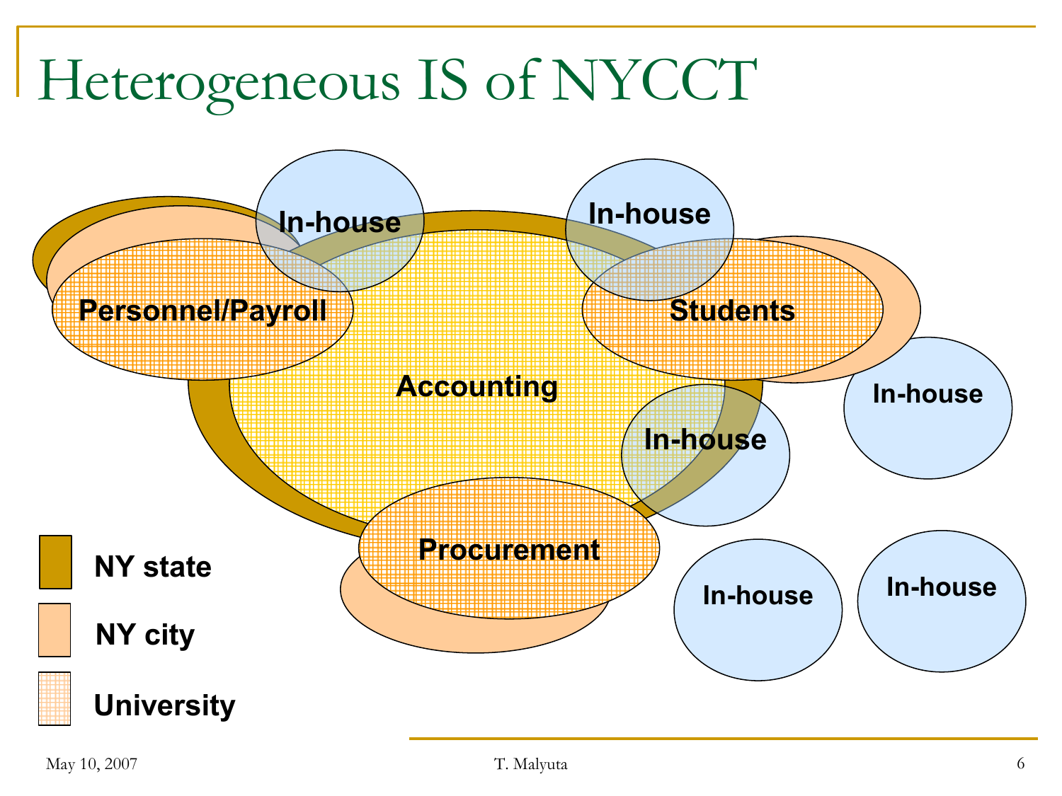# Heterogeneous IS of NYCCT

In-house

In-house

Personnel/Payroll

Students

Accounting

In-house

In-house

Procurement

In-house

In-house

NY state

NY city

University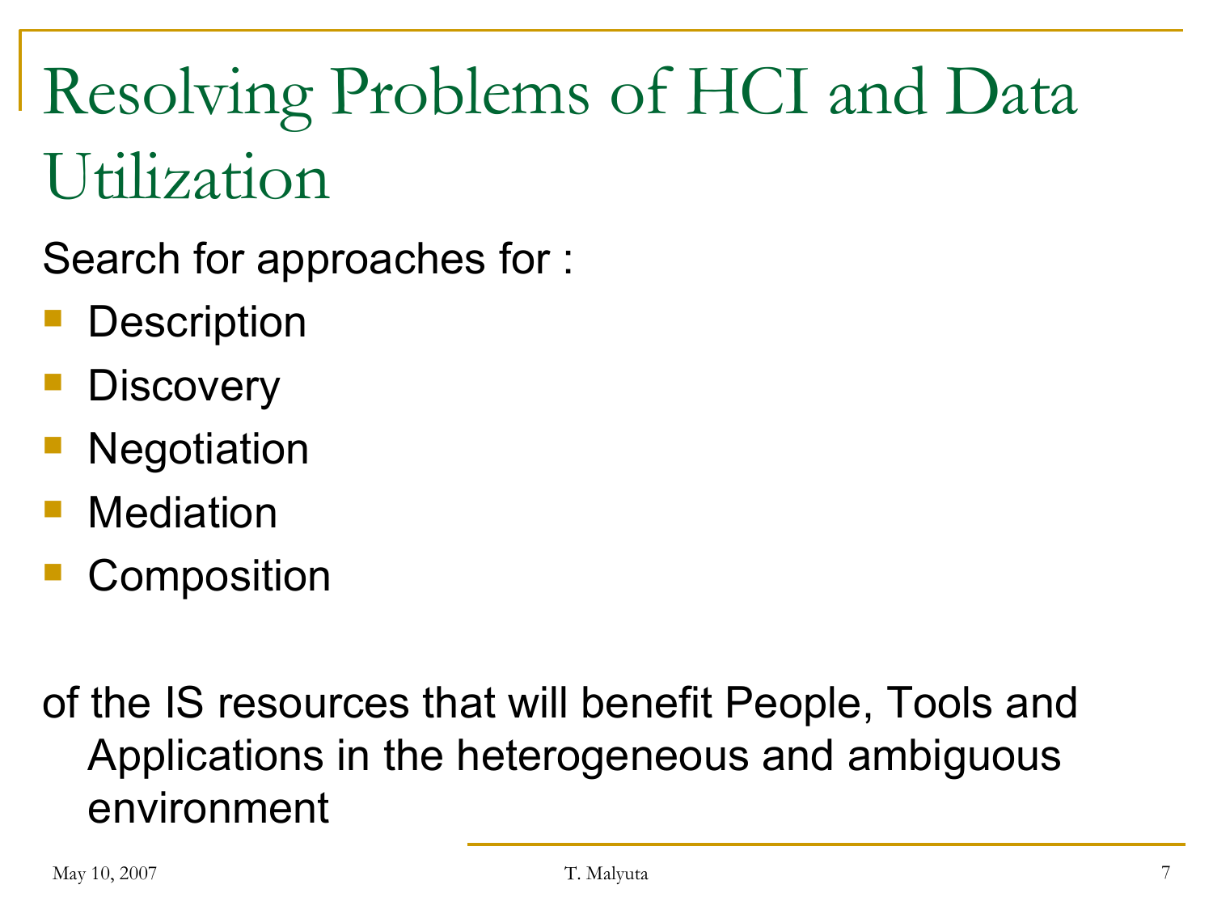# Resolving Problems of HCI and Data Utilization

Search for approaches for :

- Description
- Discovery
- Negotiation
- Mediation
- Composition

of the IS resources that will benefit People, Tools and Applications in the heterogeneous and ambiguous environment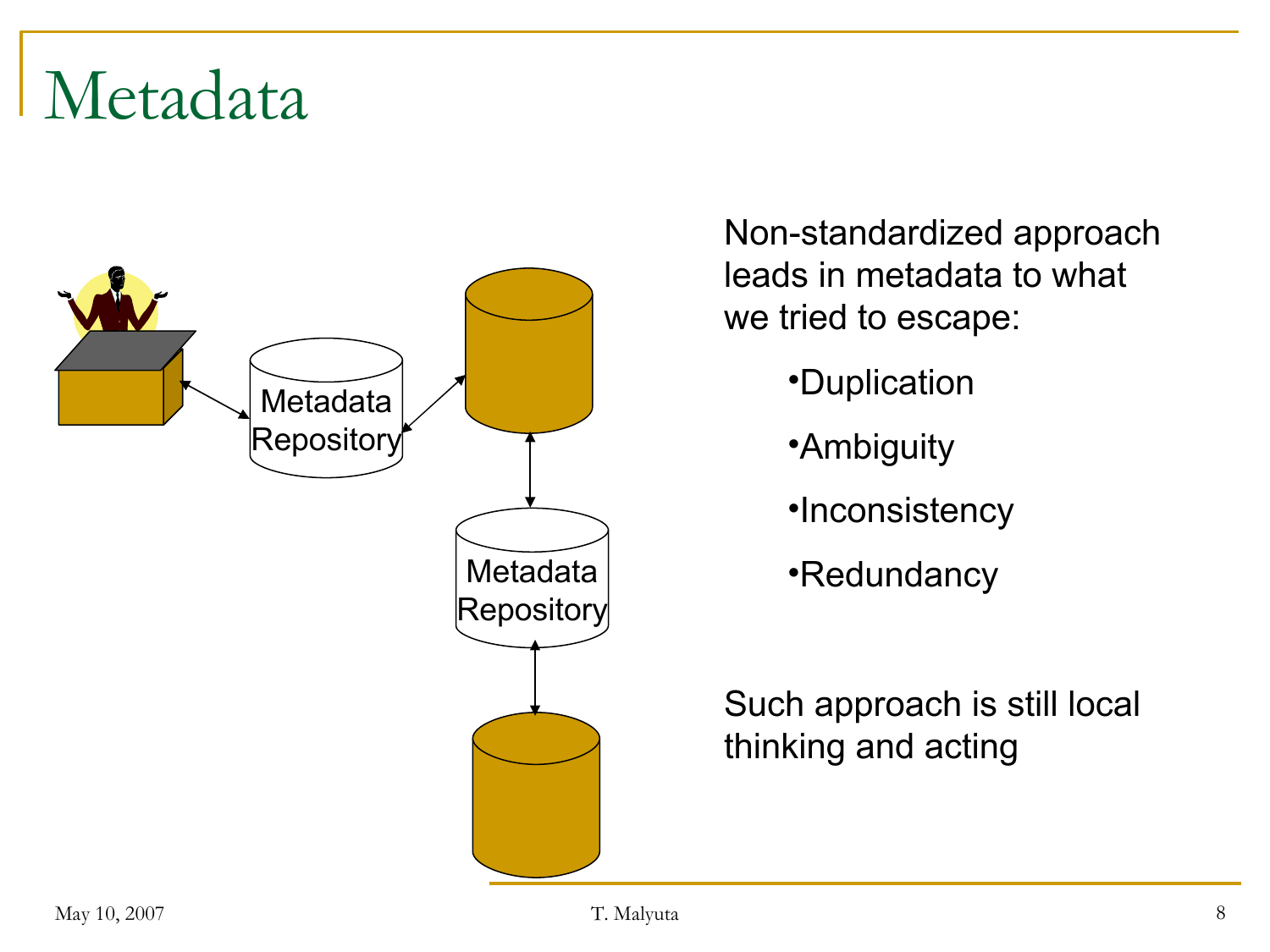# Metadata

Metadata Repository

Metadata Repository

Non-standardized approach leads in metadata to what we tried to escape:

- Duplication
- Ambiguity
- Inconsistency
- Redundancy

Such approach is still local thinking and acting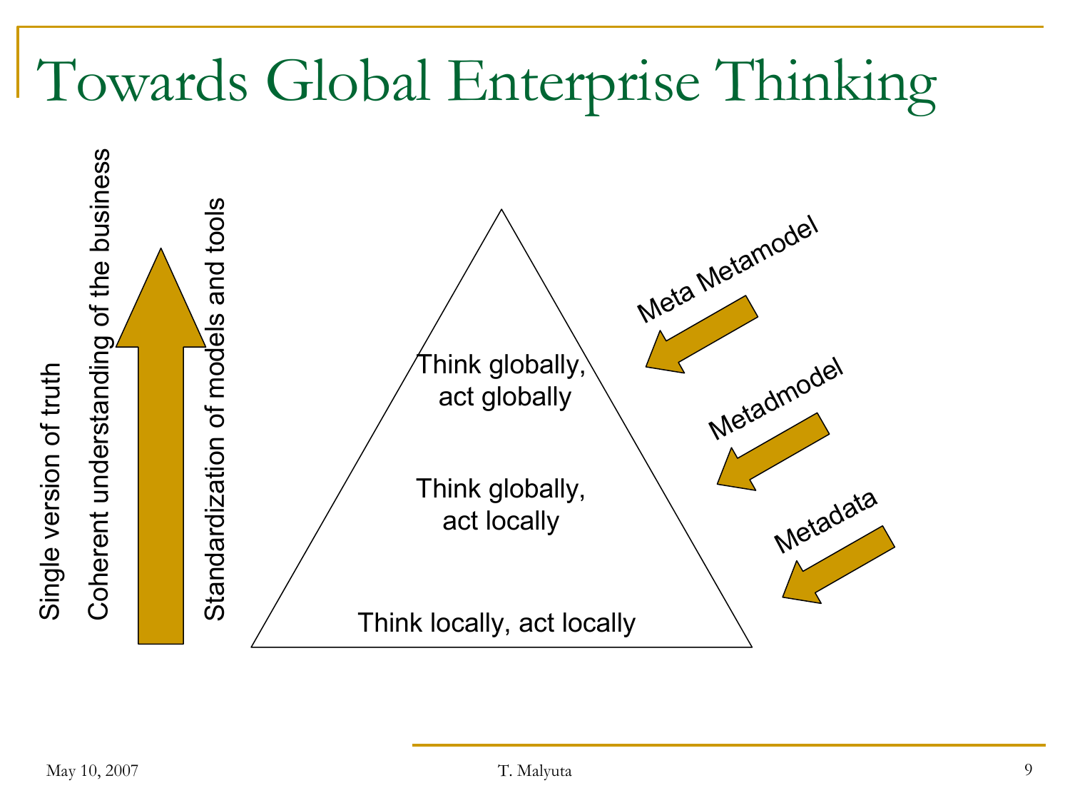# Towards Global Enterprise Thinking

Single version of truth

Coherent understanding of the business

Standardization of models and tools

Think globally, act globally

Think globally, act locally

Think locally, act locally

Meta Metamodel

Metadmodel

Metadata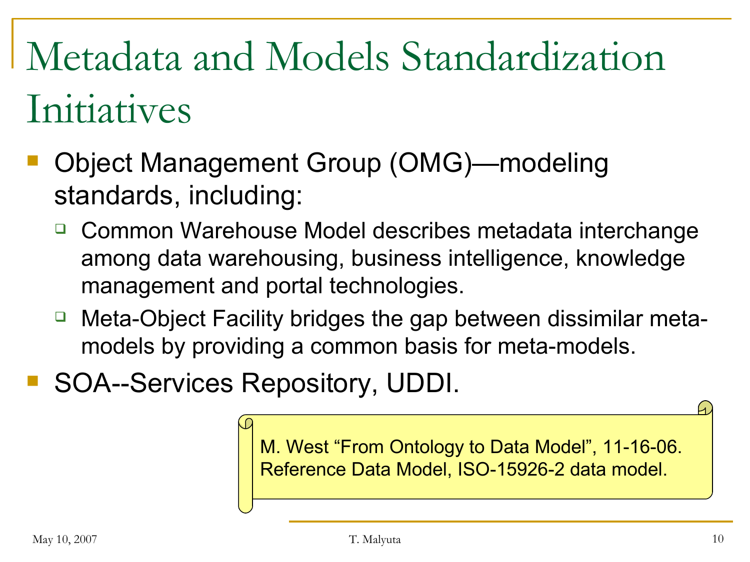# Metadata and Models Standardization Initiatives

- Object Management Group (OMG)—modeling standards, including:
  - Common Warehouse Model describes metadata interchange among data warehousing, business intelligence, knowledge management and portal technologies.
  - Meta-Object Facility bridges the gap between dissimilar meta-models by providing a common basis for meta-models.
- SOA--Services Repository, UDDI.

M. West “From Ontology to Data Model”, 11-16-06. Reference Data Model, ISO-15926-2 data model.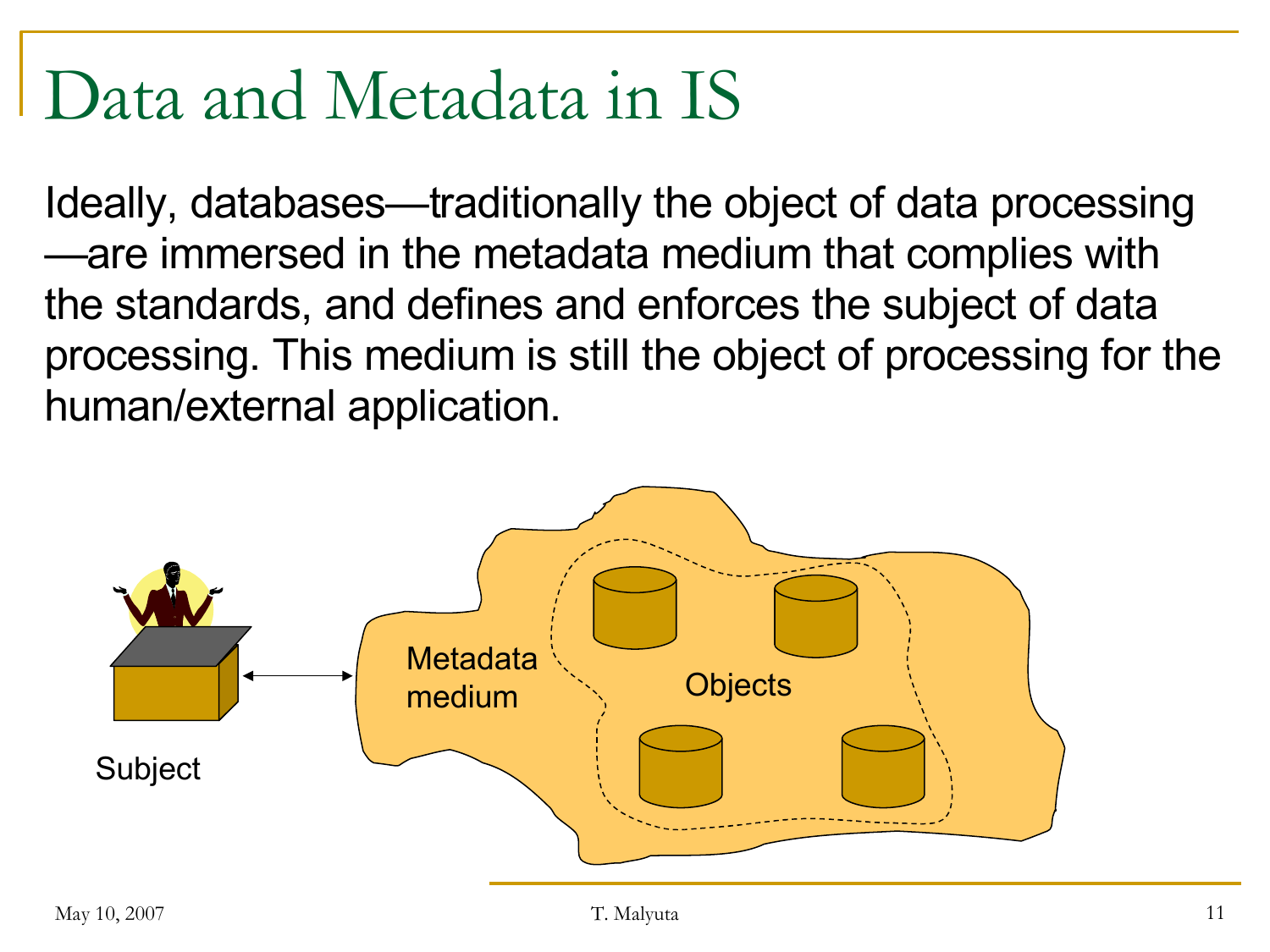# Data and Metadata in IS

Ideally, databases—traditionally the object of data processing—are immersed in the metadata medium that complies with the standards, and defines and enforces the subject of data processing. This medium is still the object of processing for the human/external application.

Subject

Metadata medium

Objects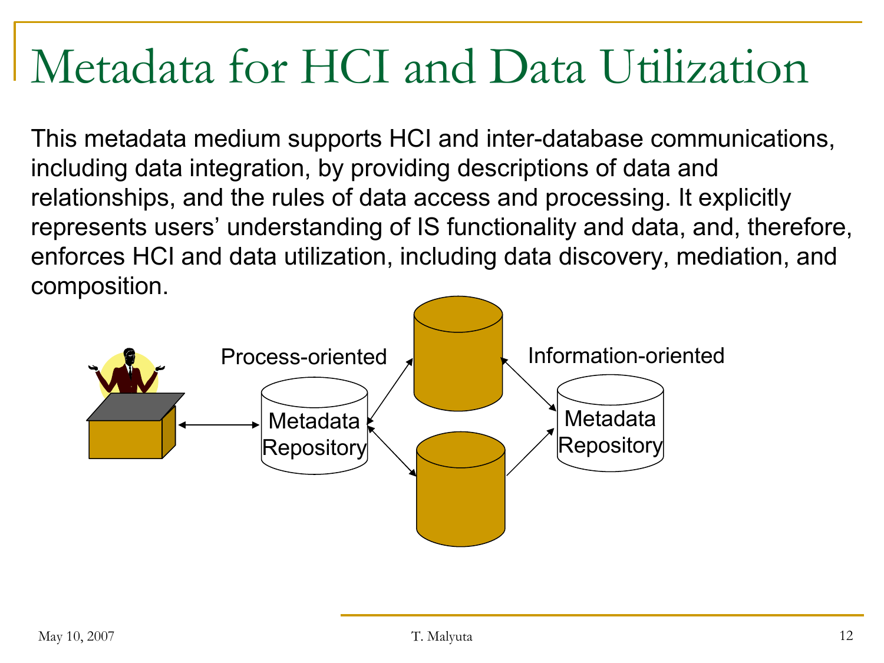# Metadata for HCI and Data Utilization

This metadata medium supports HCI and inter-database communications, including data integration, by providing descriptions of data and relationships, and the rules of data access and processing. It explicitly represents users' understanding of IS functionality and data, and, therefore, enforces HCI and data utilization, including data discovery, mediation, and composition.

Process-oriented

Metadata Repository

Information-oriented

Metadata Repository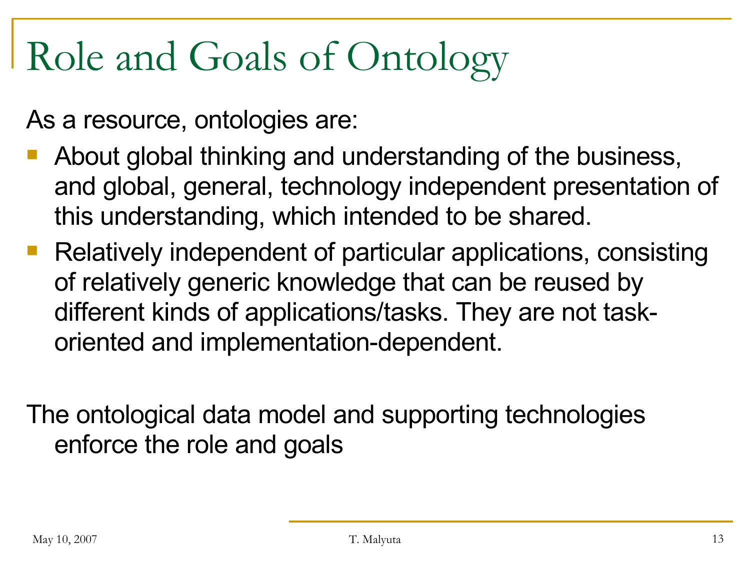# Role and Goals of Ontology

As a resource, ontologies are:

- About global thinking and understanding of the business, and global, general, technology independent presentation of this understanding, which intended to be shared.
- Relatively independent of particular applications, consisting of relatively generic knowledge that can be reused by different kinds of applications/tasks. They are not task-oriented and implementation-dependent.

The ontological data model and supporting technologies enforce the role and goals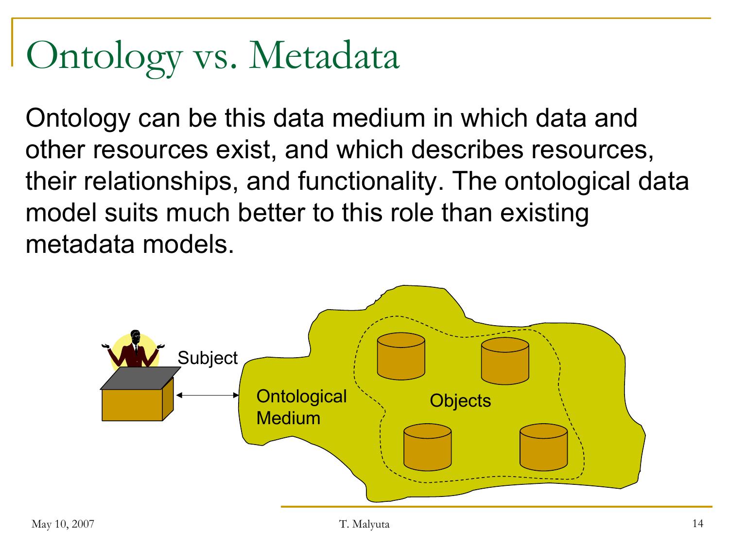# Ontology vs. Metadata

Ontology can be this data medium in which data and other resources exist, and which describes resources, their relationships, and functionality. The ontological data model suits much better to this role than existing metadata models.

Subject

Ontological Medium

Objects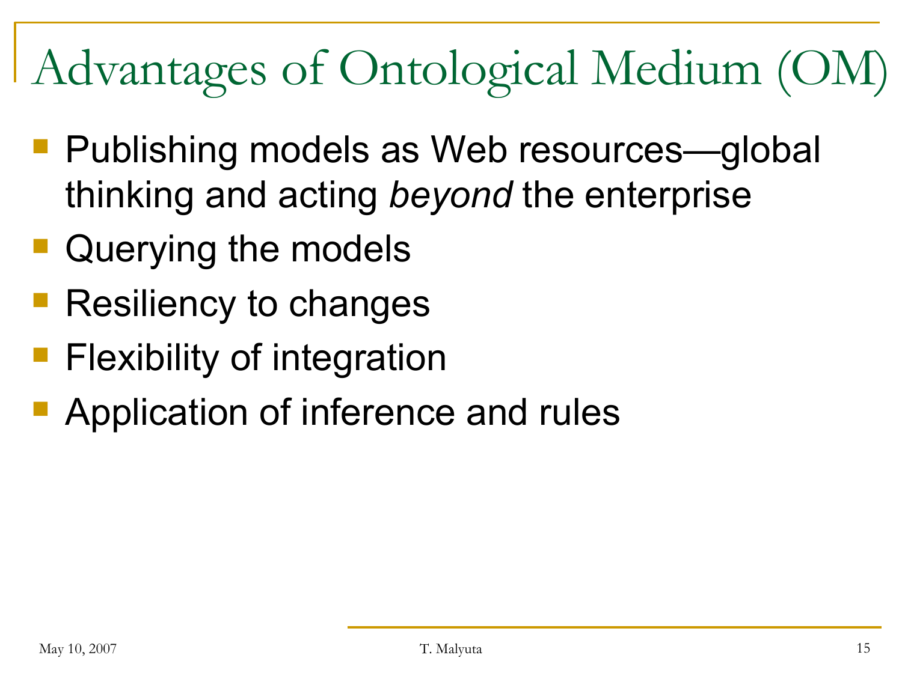# Advantages of Ontological Medium (OM)

- Publishing models as Web resources—global thinking and acting *beyond* the enterprise
- Querying the models
- Resiliency to changes
- Flexibility of integration
- Application of inference and rules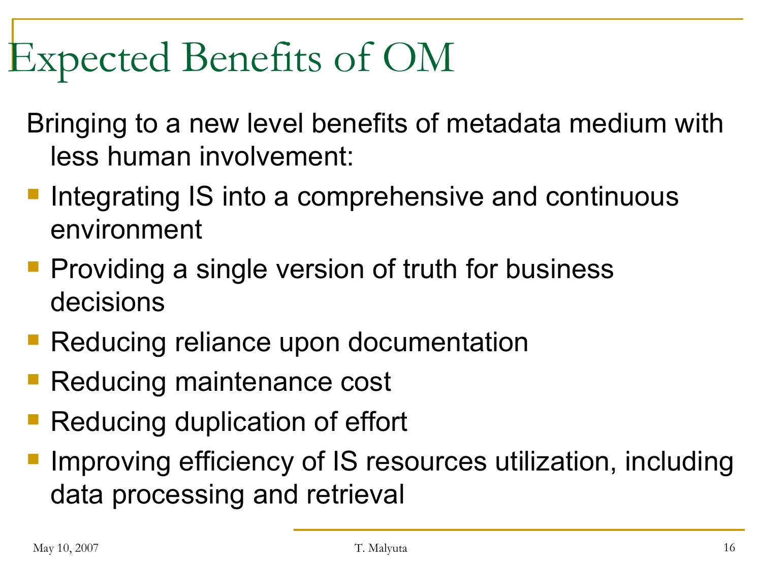# Expected Benefits of OM

Bringing to a new level benefits of metadata medium with less human involvement:

- Integrating IS into a comprehensive and continuous environment
- Providing a single version of truth for business decisions
- Reducing reliance upon documentation
- Reducing maintenance cost
- Reducing duplication of effort
- Improving efficiency of IS resources utilization, including data processing and retrieval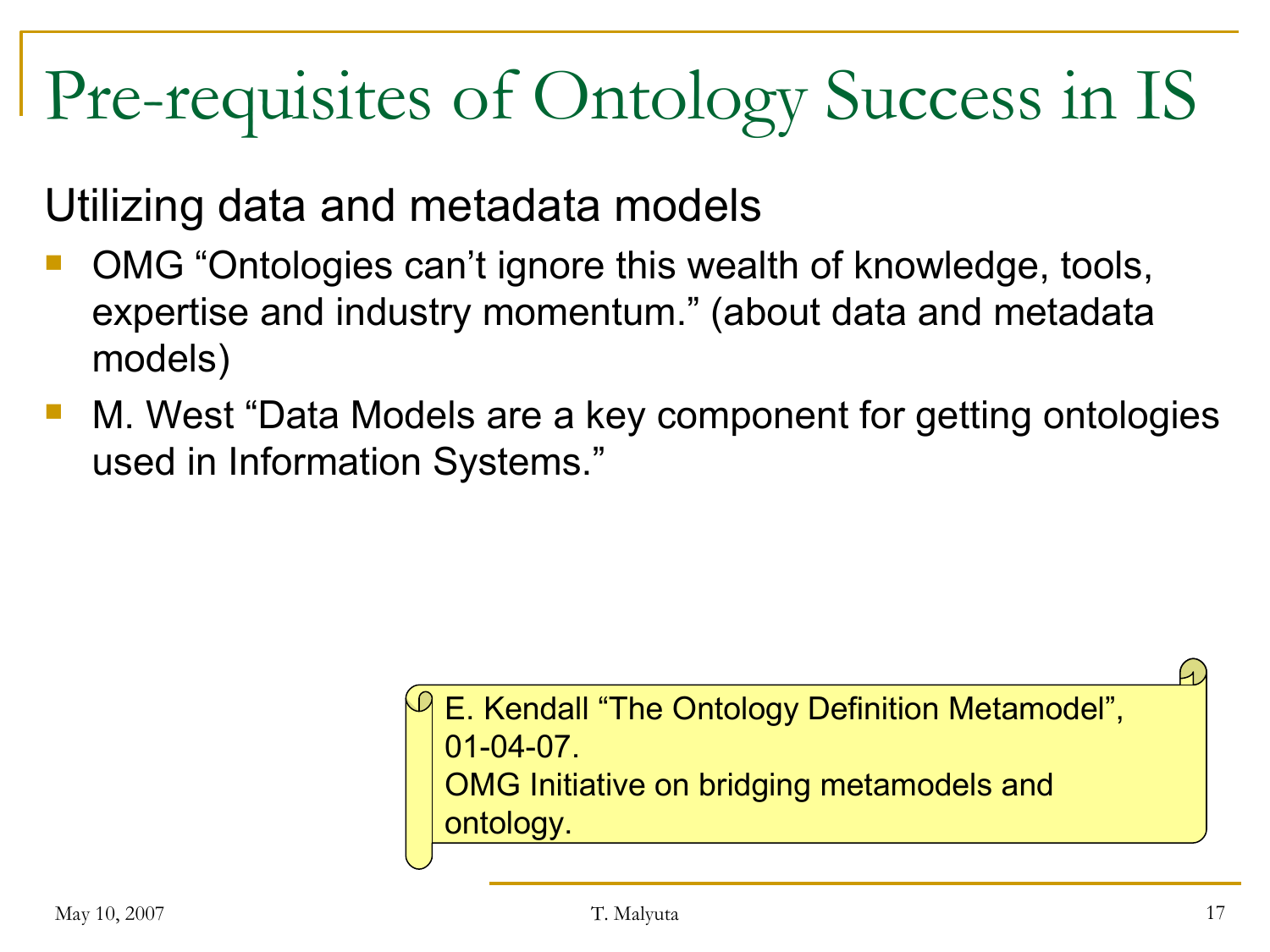# Pre-requisites of Ontology Success in IS

## Utilizing data and metadata models

- OMG "Ontologies can't ignore this wealth of knowledge, tools, expertise and industry momentum." (about data and metadata models)
- M. West "Data Models are a key component for getting ontologies used in Information Systems."

E. Kendall "The Ontology Definition Metamodel", 01-04-07.
OMG Initiative on bridging metamodels and ontology.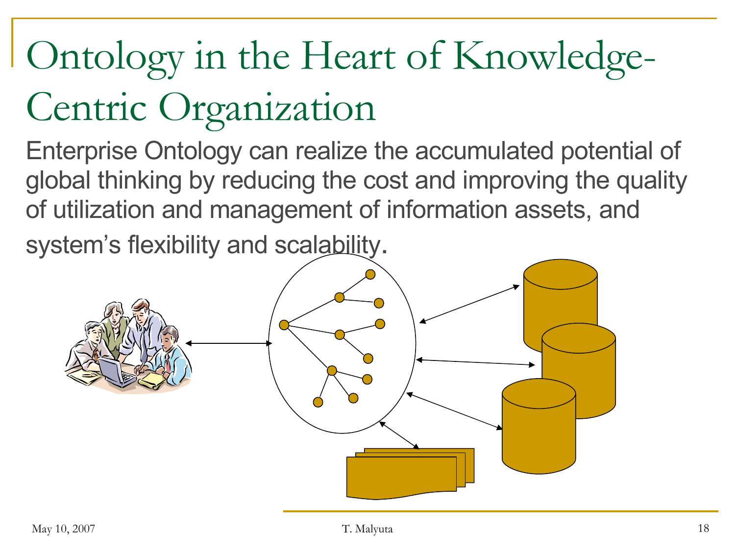# Ontology in the Heart of Knowledge-Centric Organization

Enterprise Ontology can realize the accumulated potential of global thinking by reducing the cost and improving the quality of utilization and management of information assets, and system's flexibility and scalability.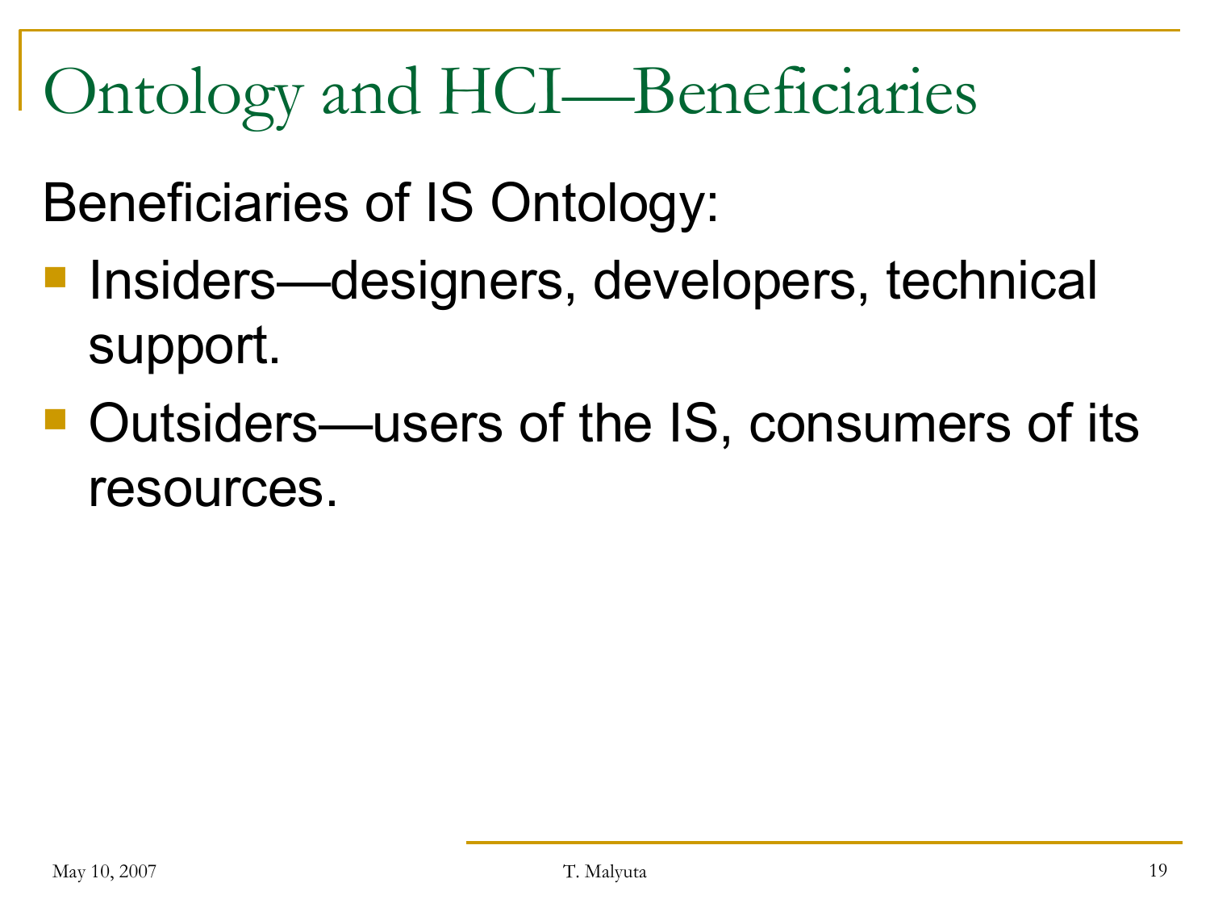# Ontology and HCI—Beneficiaries

Beneficiaries of IS Ontology:

- Insiders—designers, developers, technical support.
- Outsiders—users of the IS, consumers of its resources.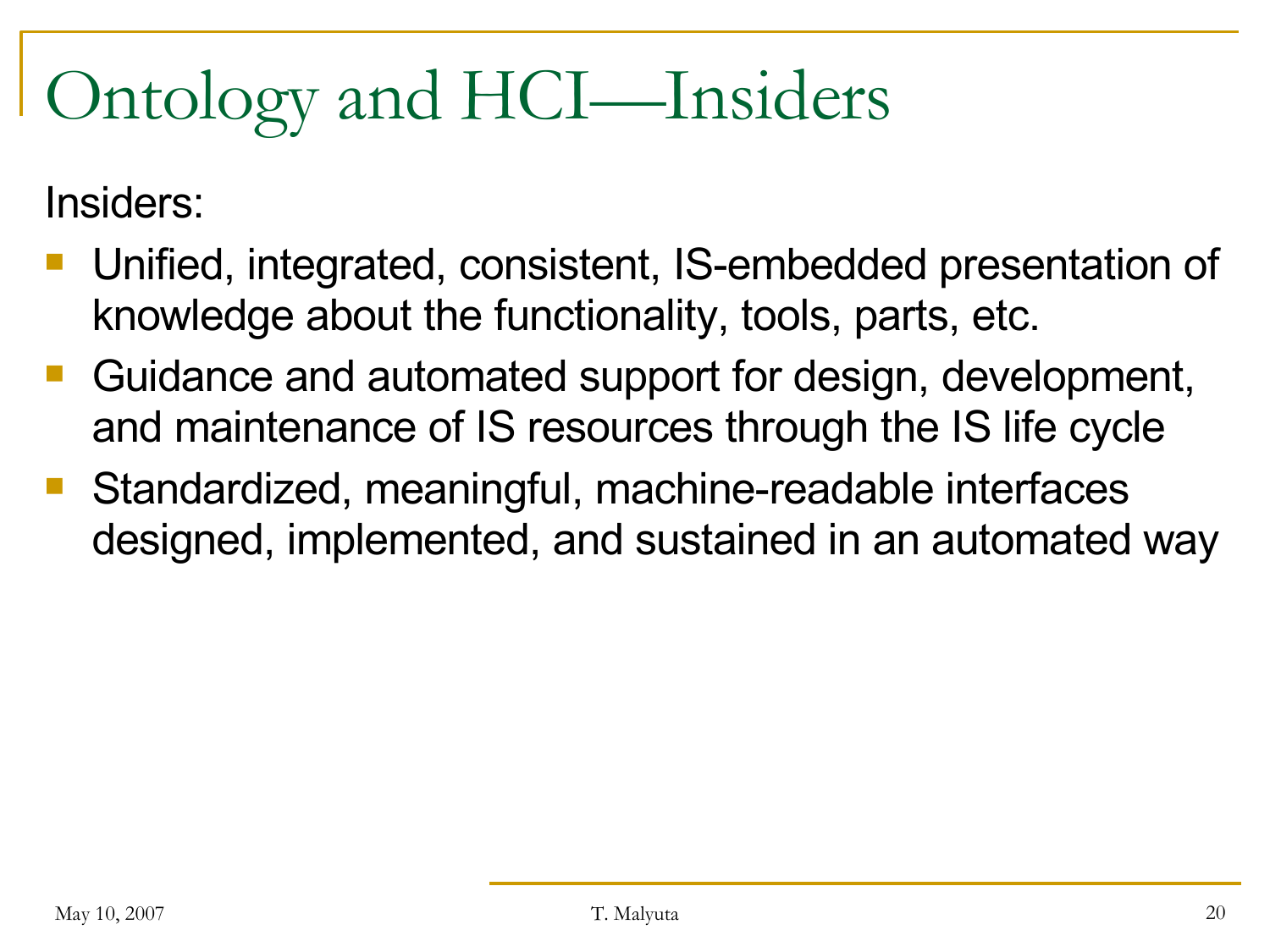# Ontology and HCI—Insiders

Insiders:

- Unified, integrated, consistent, IS-embedded presentation of knowledge about the functionality, tools, parts, etc.
- Guidance and automated support for design, development, and maintenance of IS resources through the IS life cycle
- Standardized, meaningful, machine-readable interfaces designed, implemented, and sustained in an automated way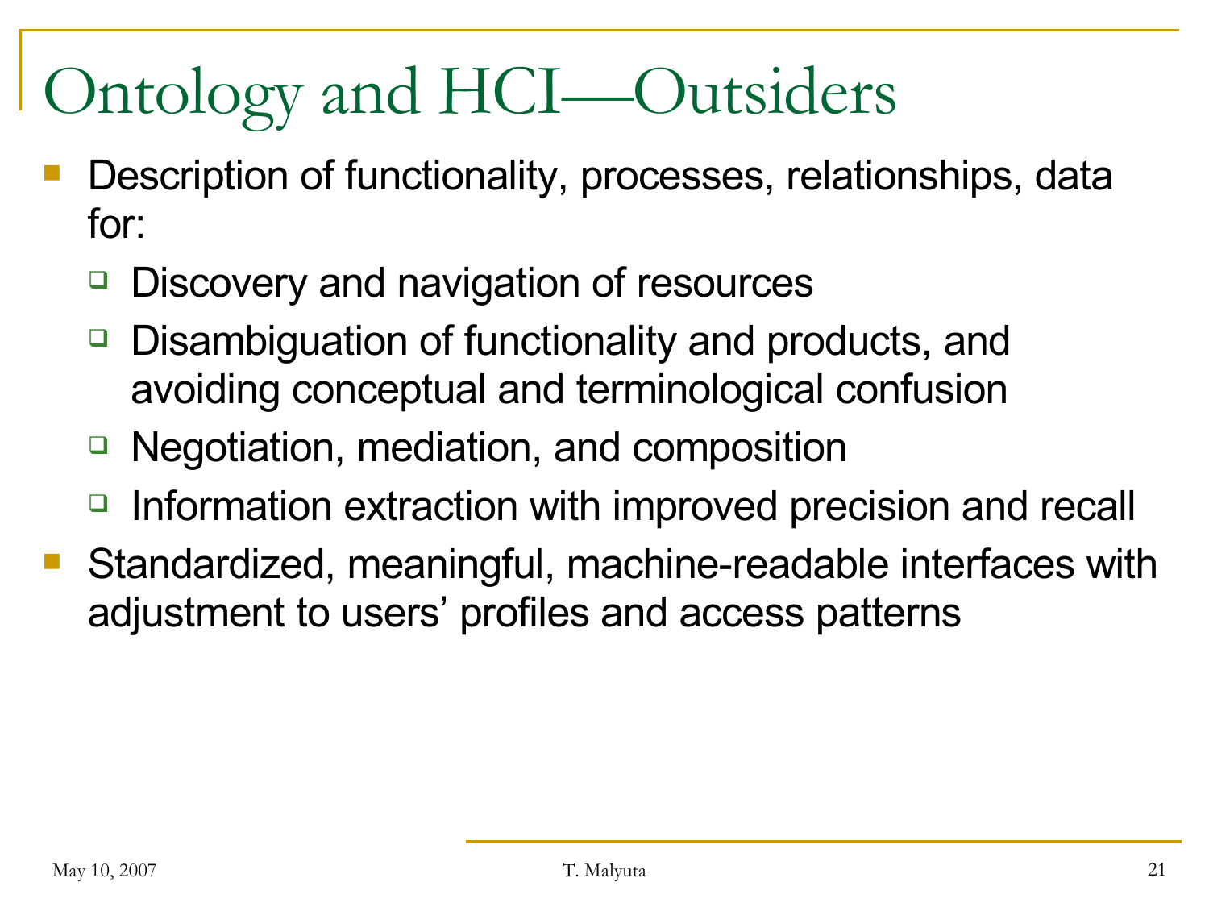# Ontology and HCI—Outsiders

- Description of functionality, processes, relationships, data for:
  - Discovery and navigation of resources
  - Disambiguation of functionality and products, and avoiding conceptual and terminological confusion
  - Negotiation, mediation, and composition
  - Information extraction with improved precision and recall
- Standardized, meaningful, machine-readable interfaces with adjustment to users' profiles and access patterns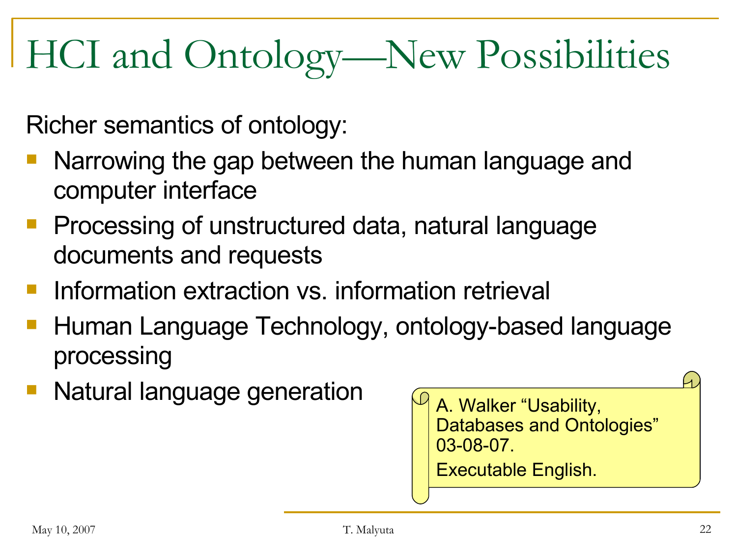# HCI and Ontology—New Possibilities

Richer semantics of ontology:

- Narrowing the gap between the human language and computer interface
- Processing of unstructured data, natural language documents and requests
- Information extraction vs. information retrieval
- Human Language Technology, ontology-based language processing
- Natural language generation

A. Walker "Usability, Databases and Ontologies" 03-08-07.

Executable English.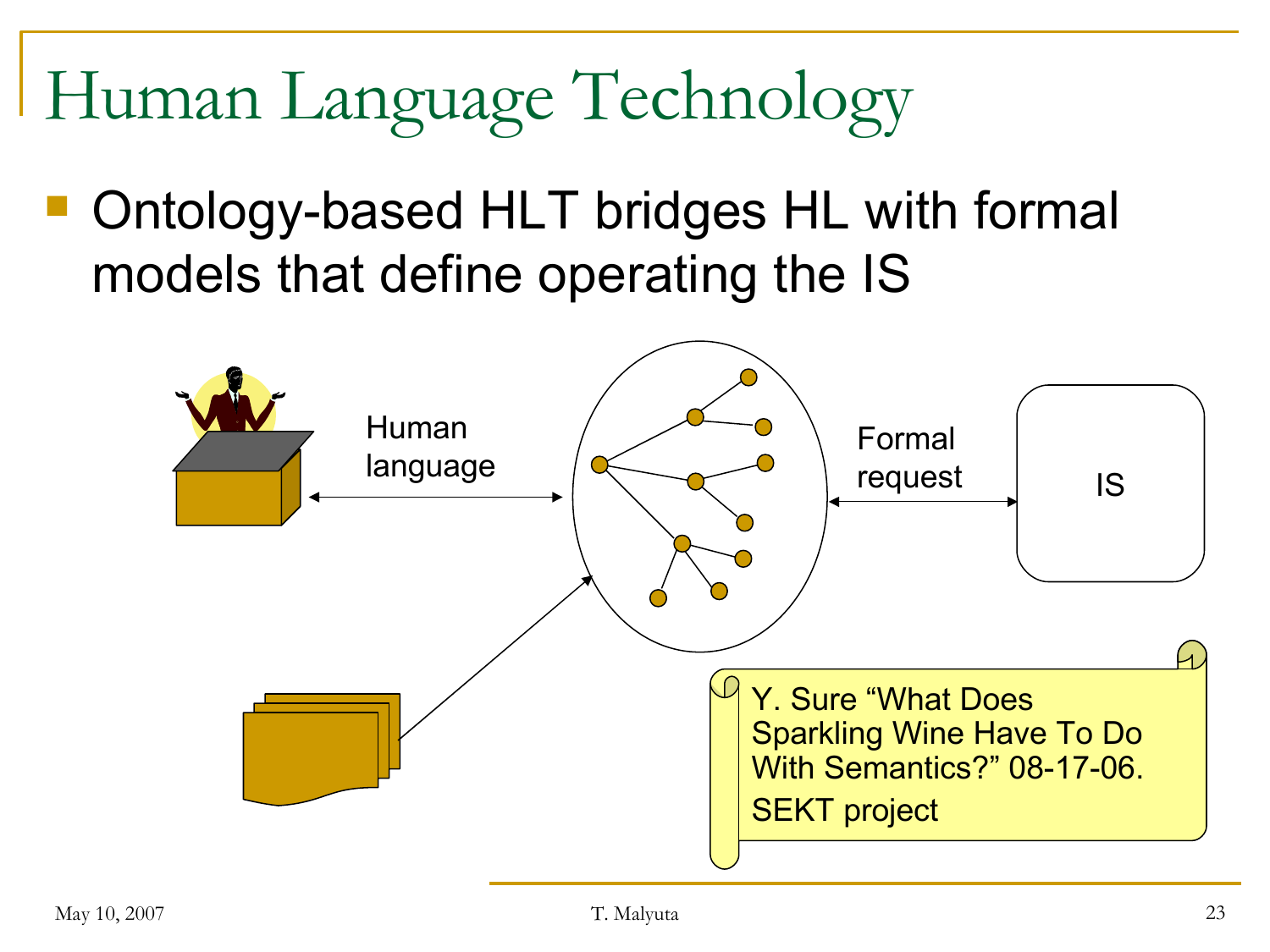# Human Language Technology

- Ontology-based HLT bridges HL with formal models that define operating the IS

Human language

Formal request

IS

Y. Sure "What Does Sparkling Wine Have To Do With Semantics?" 08-17-06.

SEKT project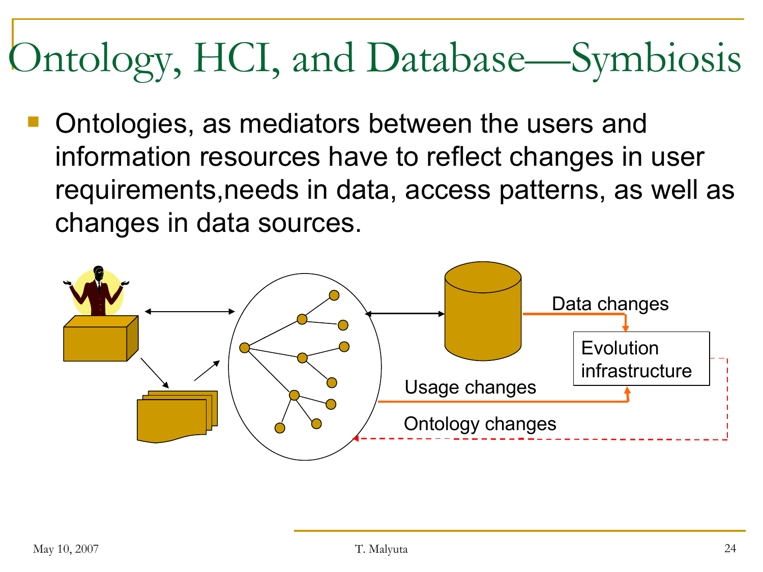# Ontology, HCI, and Database—Symbiosis

- Ontologies, as mediators between the users and information resources have to reflect changes in user requirements,needs in data, access patterns, as well as changes in data sources.

Data changes

Evolution infrastructure

Usage changes

Ontology changes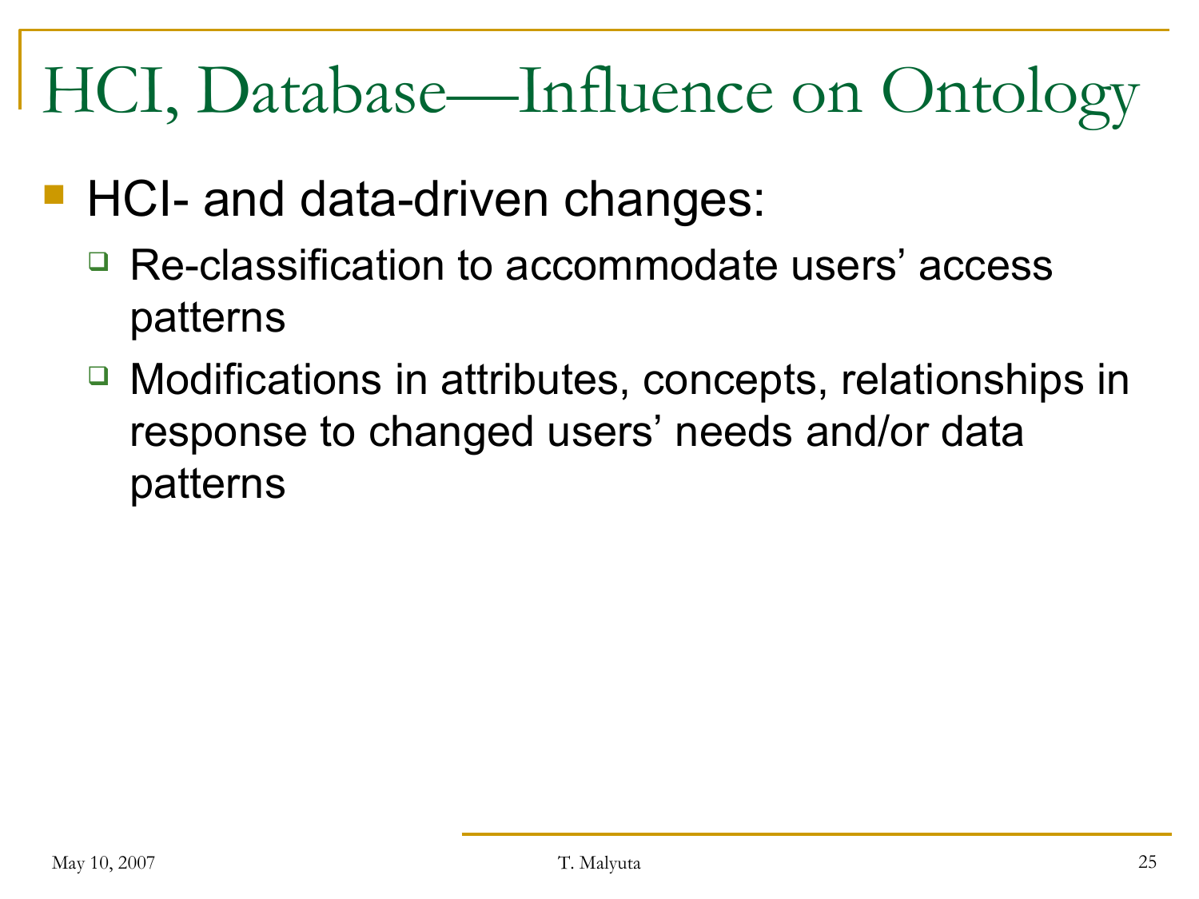# HCI, Database—Influence on Ontology

- HCI- and data-driven changes:
  - Re-classification to accommodate users' access patterns
  - Modifications in attributes, concepts, relationships in response to changed users' needs and/or data patterns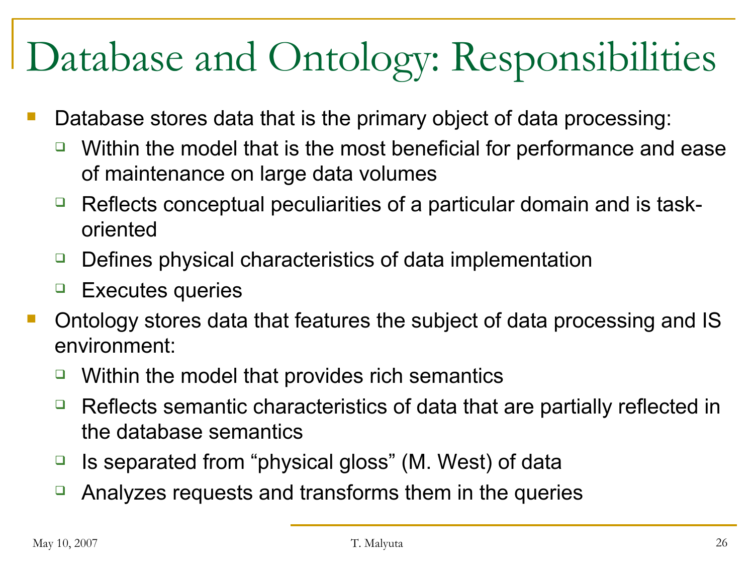# Database and Ontology: Responsibilities

- Database stores data that is the primary object of data processing:
  - Within the model that is the most beneficial for performance and ease of maintenance on large data volumes
  - Reflects conceptual peculiarities of a particular domain and is task-oriented
  - Defines physical characteristics of data implementation
  - Executes queries
- Ontology stores data that features the subject of data processing and IS environment:
  - Within the model that provides rich semantics
  - Reflects semantic characteristics of data that are partially reflected in the database semantics
  - Is separated from "physical gloss" (M. West) of data
  - Analyzes requests and transforms them in the queries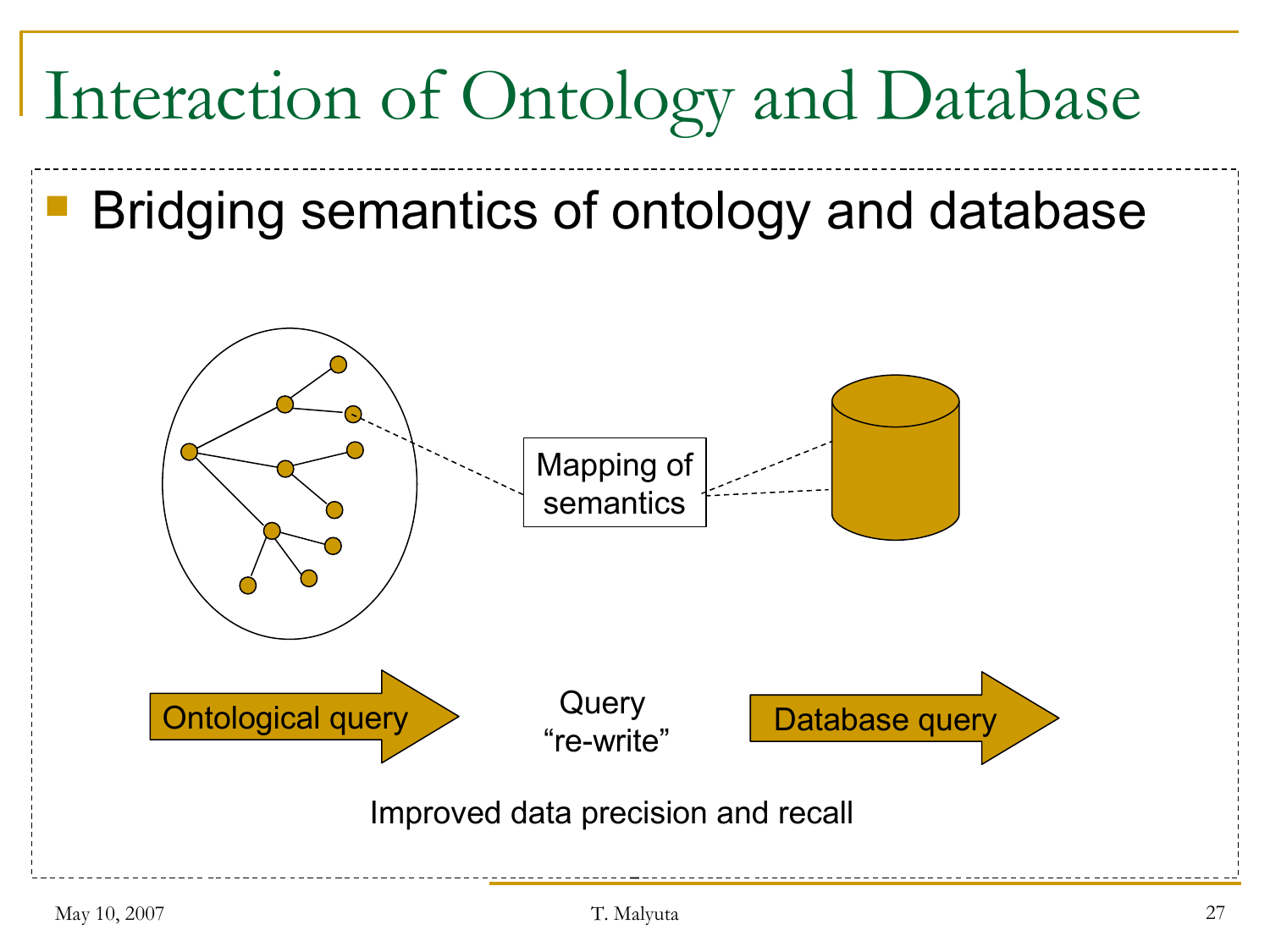# Interaction of Ontology and Database

- Bridging semantics of ontology and database

Mapping of semantics

Ontological query

Query "re-write"

Database query

Improved data precision and recall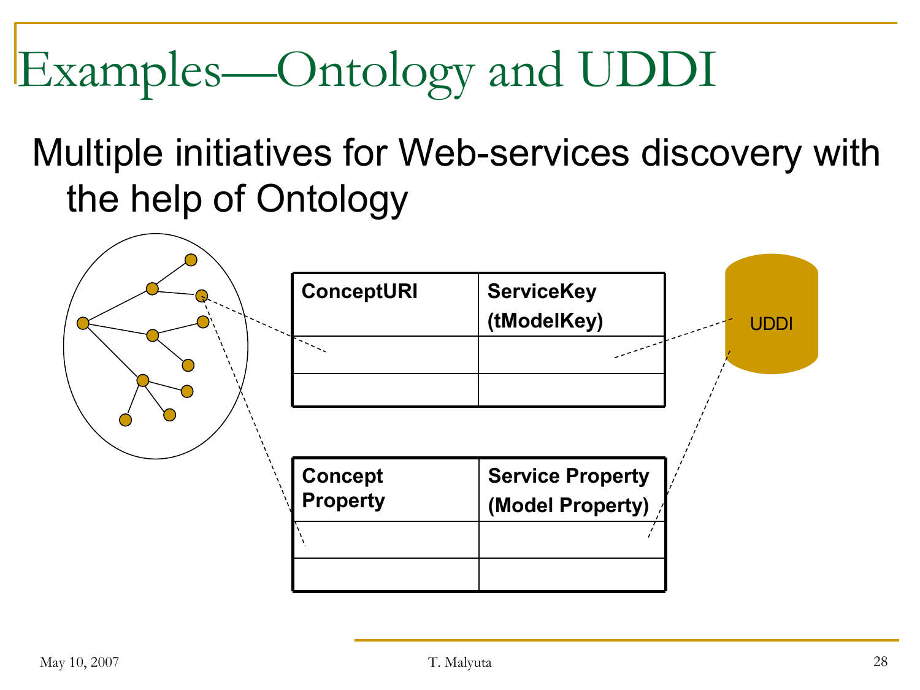# Examples—Ontology and UDDI

Multiple initiatives for Web-services discovery with the help of Ontology

| ConceptURI | ServiceKey (tModelKey) |
| --- | --- |
| | |
| | |

UDDI

| Concept Property | Service Property (Model Property) |
| --- | --- |
| | |
| | |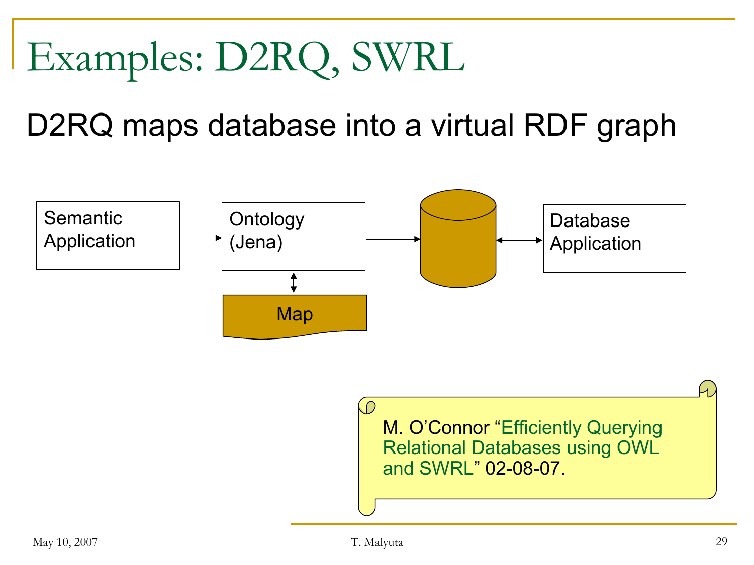# Examples: D2RQ, SWRL

D2RQ maps database into a virtual RDF graph

Semantic Application

Ontology (Jena)

Map

Database Application

M. O'Connor "Efficiently Querying Relational Databases using OWL and SWRL" 02-08-07.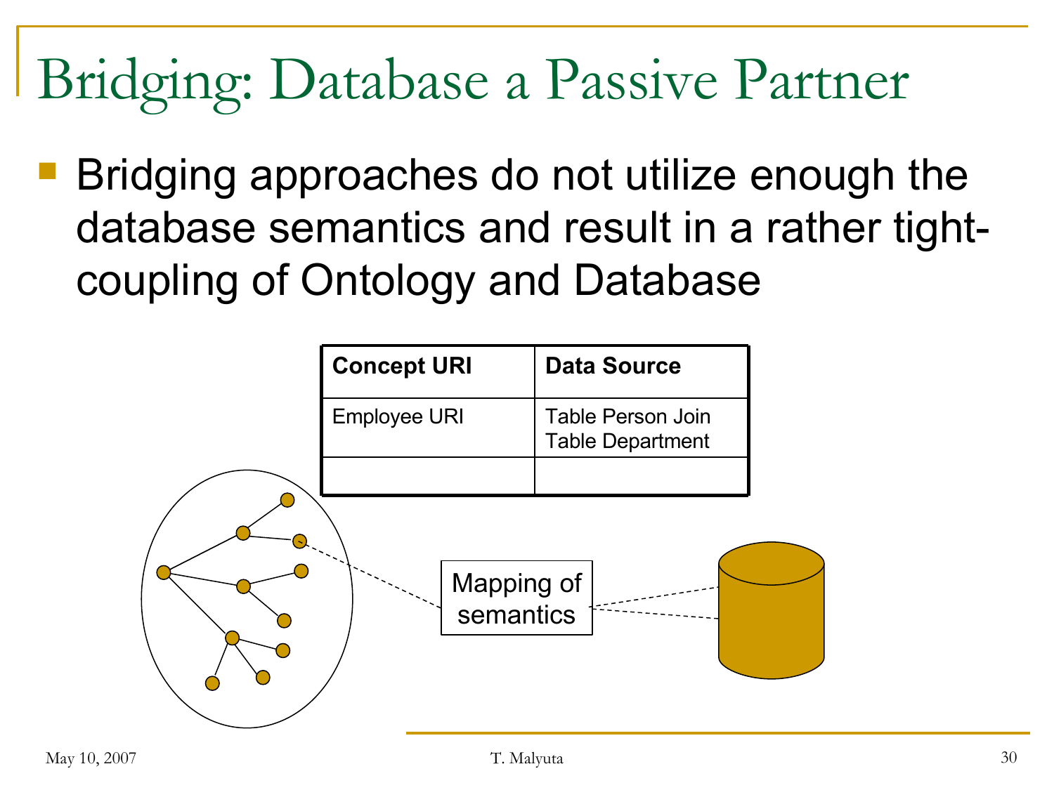# Bridging: Database a Passive Partner

- Bridging approaches do not utilize enough the database semantics and result in a rather tight-coupling of Ontology and Database

| Concept URI | Data Source |
|---|---|
| Employee URI | Table Person Join Table Department |
| | |

Mapping of semantics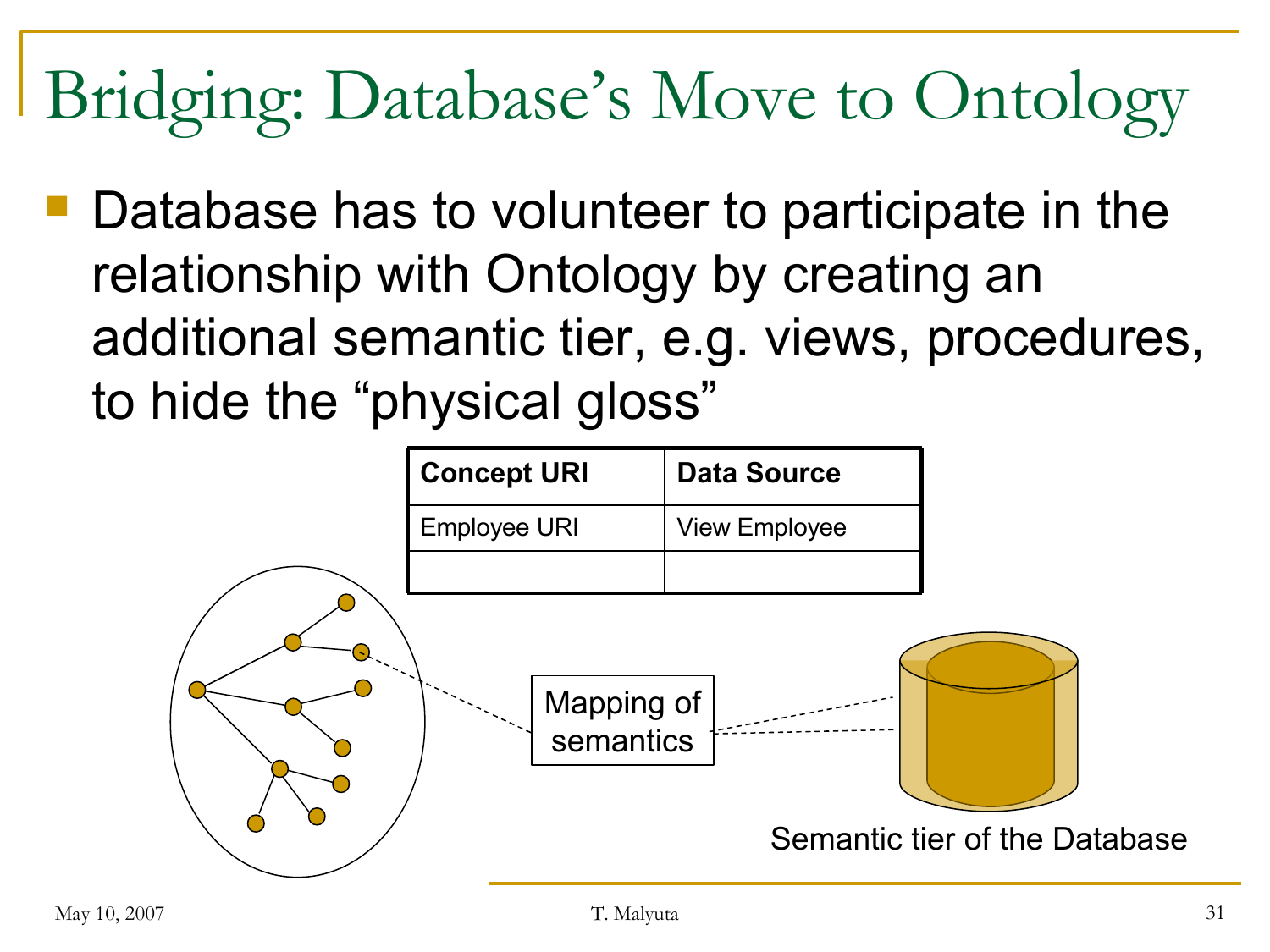# Bridging: Database's Move to Ontology

- Database has to volunteer to participate in the relationship with Ontology by creating an additional semantic tier, e.g. views, procedures, to hide the "physical gloss"

| **Concept URI** | **Data Source** |
|---|---|
| Employee URI | View Employee |
| | |

Mapping of semantics

Semantic tier of the Database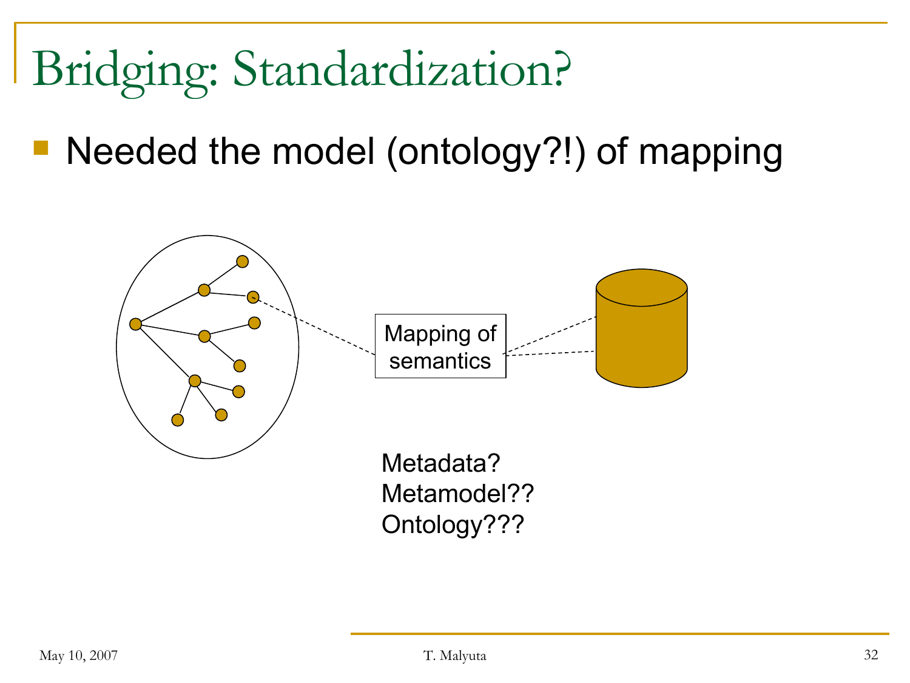# Bridging: Standardization?

- Needed the model (ontology?!) of mapping

Mapping of semantics

Metadata?
Metamodel??
Ontology???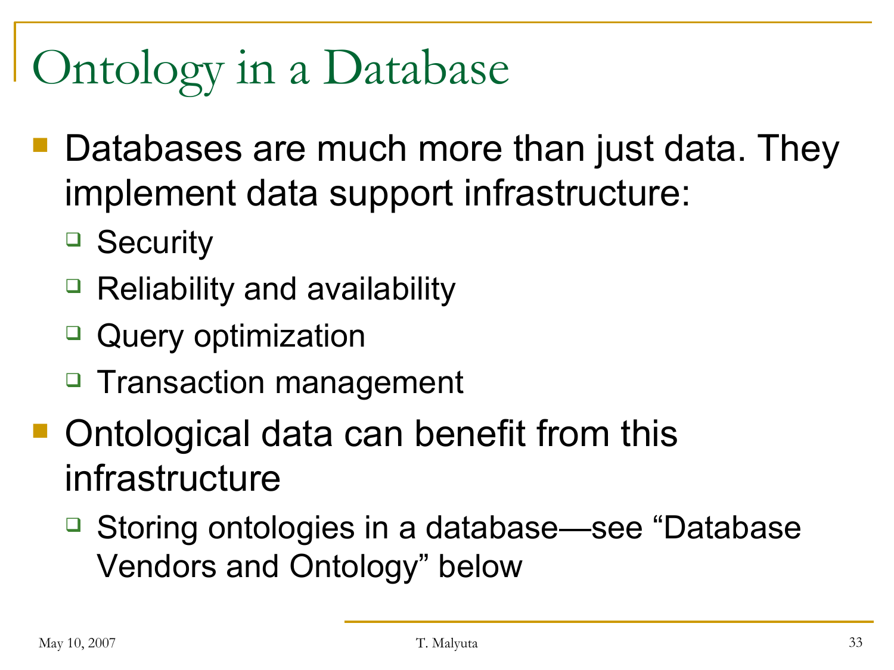# Ontology in a Database

- Databases are much more than just data. They implement data support infrastructure:
  - Security
  - Reliability and availability
  - Query optimization
  - Transaction management
- Ontological data can benefit from this infrastructure
  - Storing ontologies in a database—see “Database Vendors and Ontology” below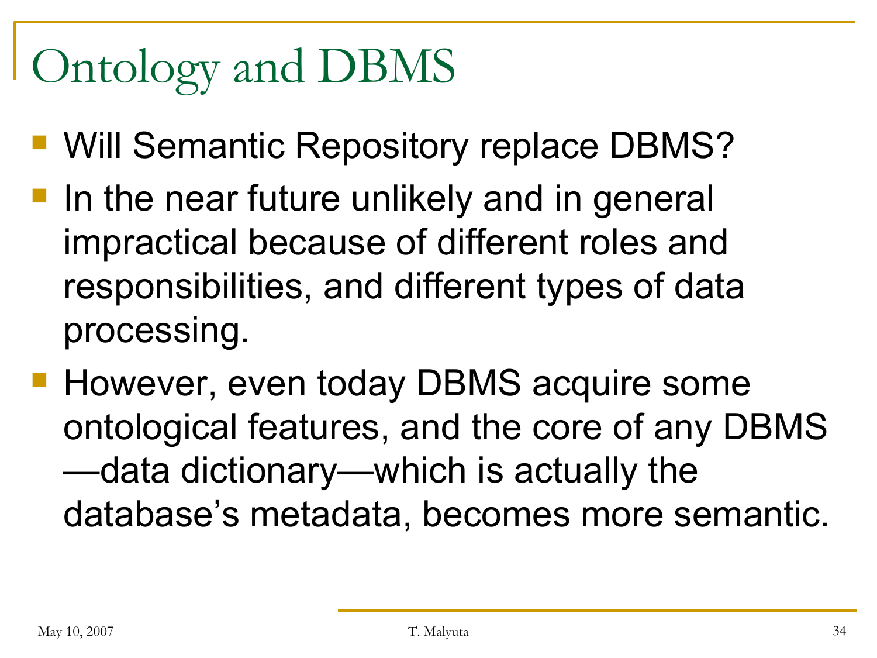# Ontology and DBMS

- Will Semantic Repository replace DBMS?
- In the near future unlikely and in general impractical because of different roles and responsibilities, and different types of data processing.
- However, even today DBMS acquire some ontological features, and the core of any DBMS —data dictionary—which is actually the database's metadata, becomes more semantic.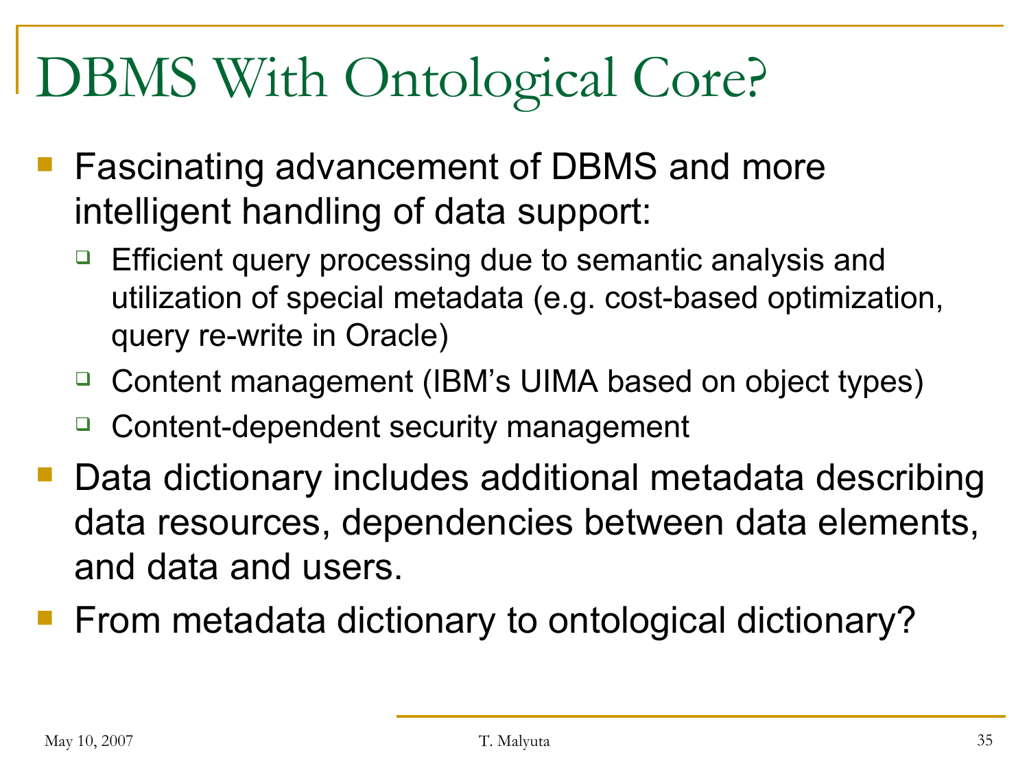# DBMS With Ontological Core?

- Fascinating advancement of DBMS and more intelligent handling of data support:
  - Efficient query processing due to semantic analysis and utilization of special metadata (e.g. cost-based optimization, query re-write in Oracle)
  - Content management (IBM's UIMA based on object types)
  - Content-dependent security management
- Data dictionary includes additional metadata describing data resources, dependencies between data elements, and data and users.
- From metadata dictionary to ontological dictionary?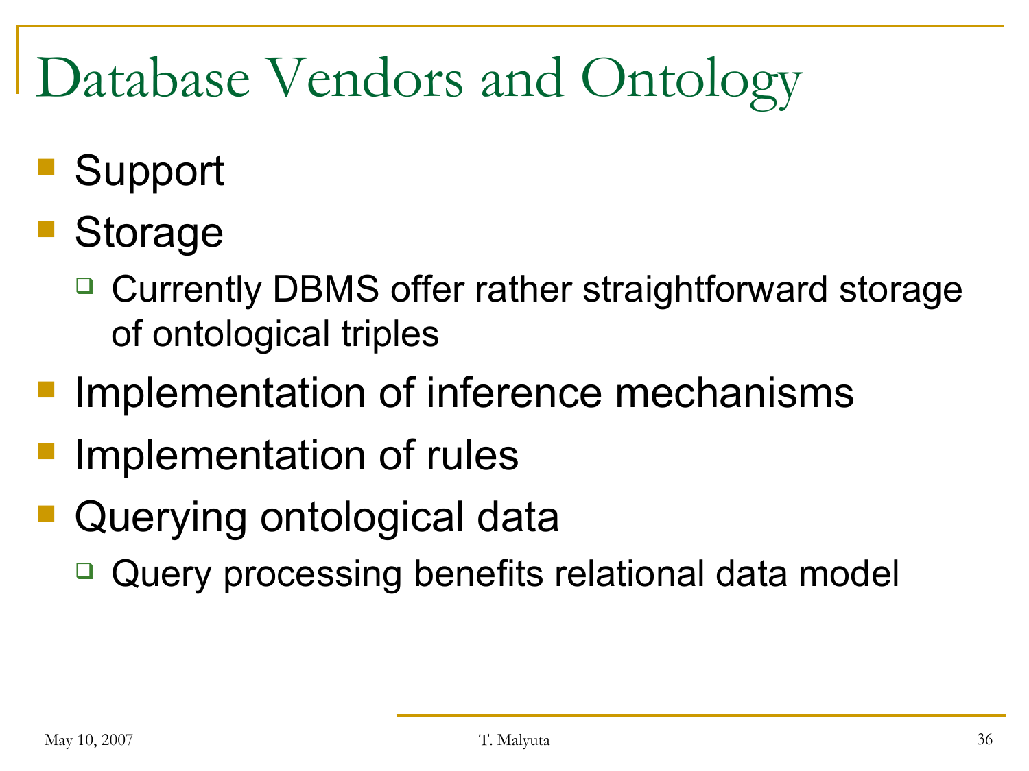# Database Vendors and Ontology

- Support
- Storage
  - Currently DBMS offer rather straightforward storage of ontological triples
- Implementation of inference mechanisms
- Implementation of rules
- Querying ontological data
  - Query processing benefits relational data model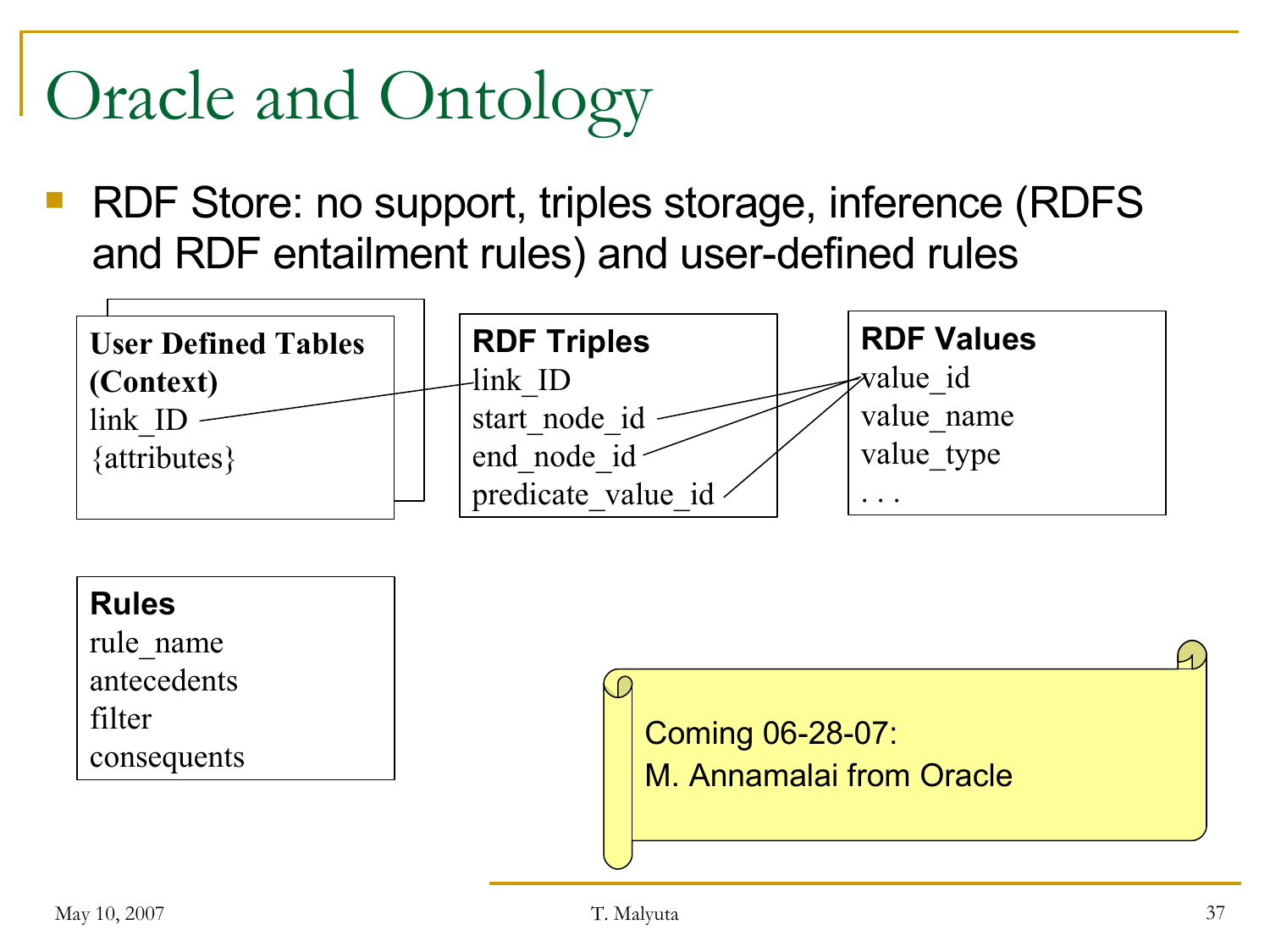# Oracle and Ontology

- RDF Store: no support, triples storage, inference (RDFS and RDF entailment rules) and user-defined rules

**User Defined Tables (Context)**
link_ID
{attributes}

**RDF Triples**
link_ID
start_node_id
end_node_id
predicate_value_id

**RDF Values**
value_id
value_name
value_type
. . .

**Rules**
rule_name
antecedents
filter
consequents

Coming 06-28-07:
M. Annamalai from Oracle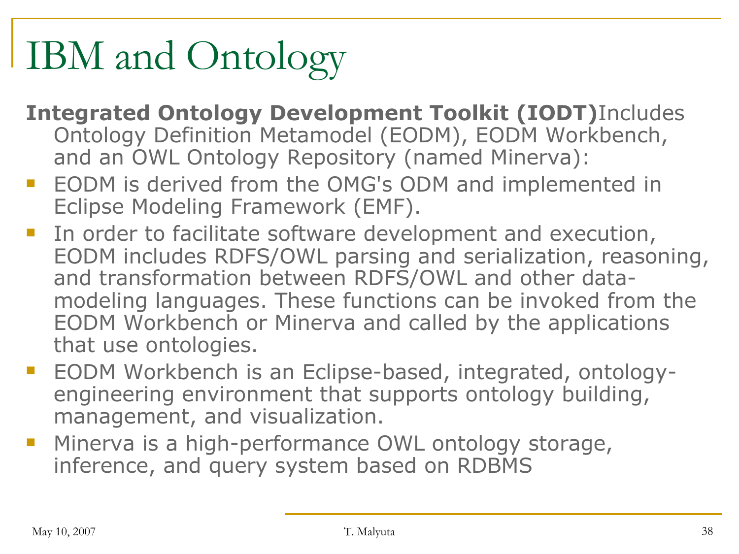# IBM and Ontology

**Integrated Ontology Development Toolkit (IODT)**Includes Ontology Definition Metamodel (EODM), EODM Workbench, and an OWL Ontology Repository (named Minerva):

- EODM is derived from the OMG's ODM and implemented in Eclipse Modeling Framework (EMF).
- In order to facilitate software development and execution, EODM includes RDFS/OWL parsing and serialization, reasoning, and transformation between RDFS/OWL and other data-modeling languages. These functions can be invoked from the EODM Workbench or Minerva and called by the applications that use ontologies.
- EODM Workbench is an Eclipse-based, integrated, ontology-engineering environment that supports ontology building, management, and visualization.
- Minerva is a high-performance OWL ontology storage, inference, and query system based on RDBMS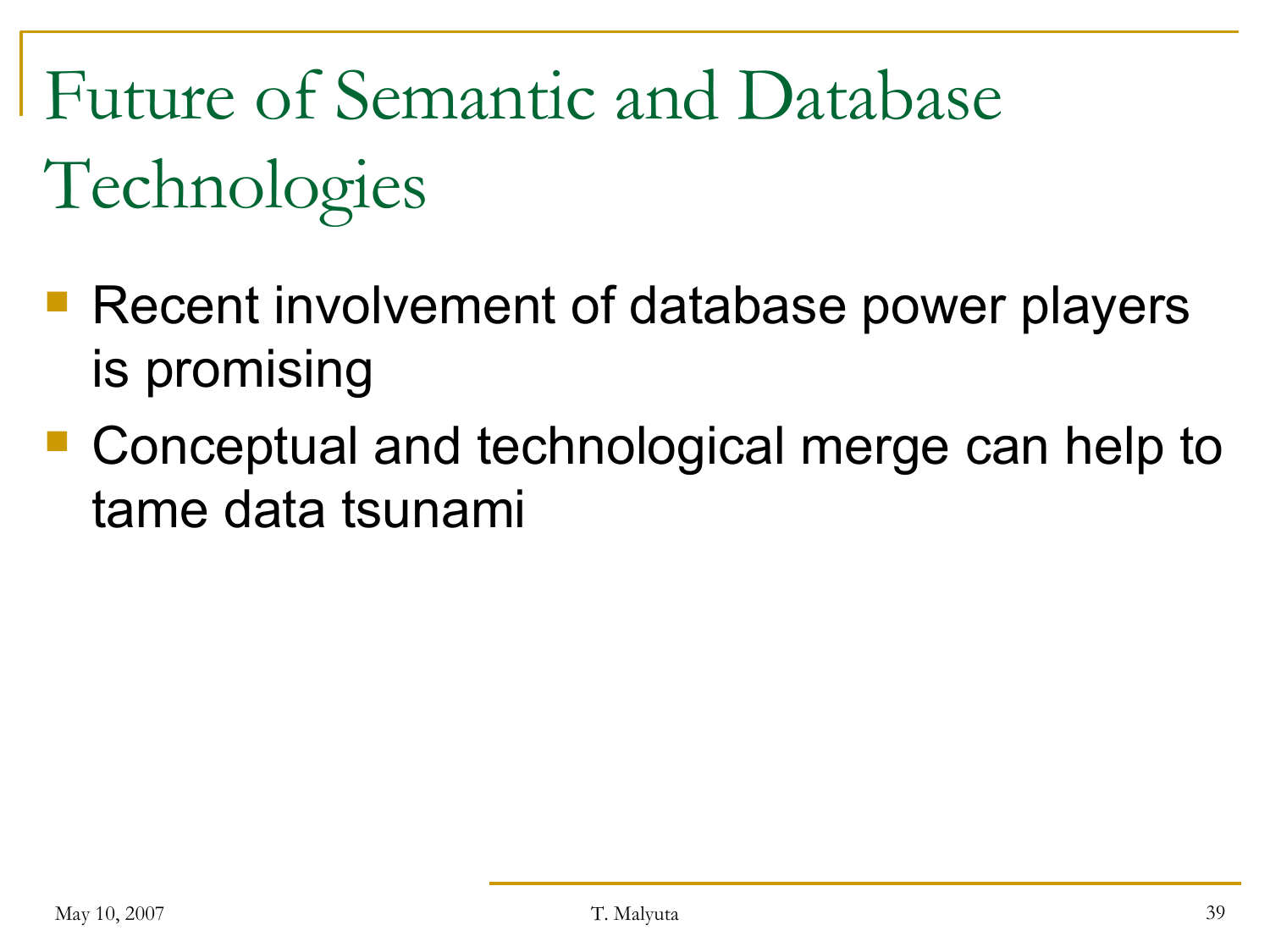# Future of Semantic and Database Technologies

- Recent involvement of database power players is promising
- Conceptual and technological merge can help to tame data tsunami